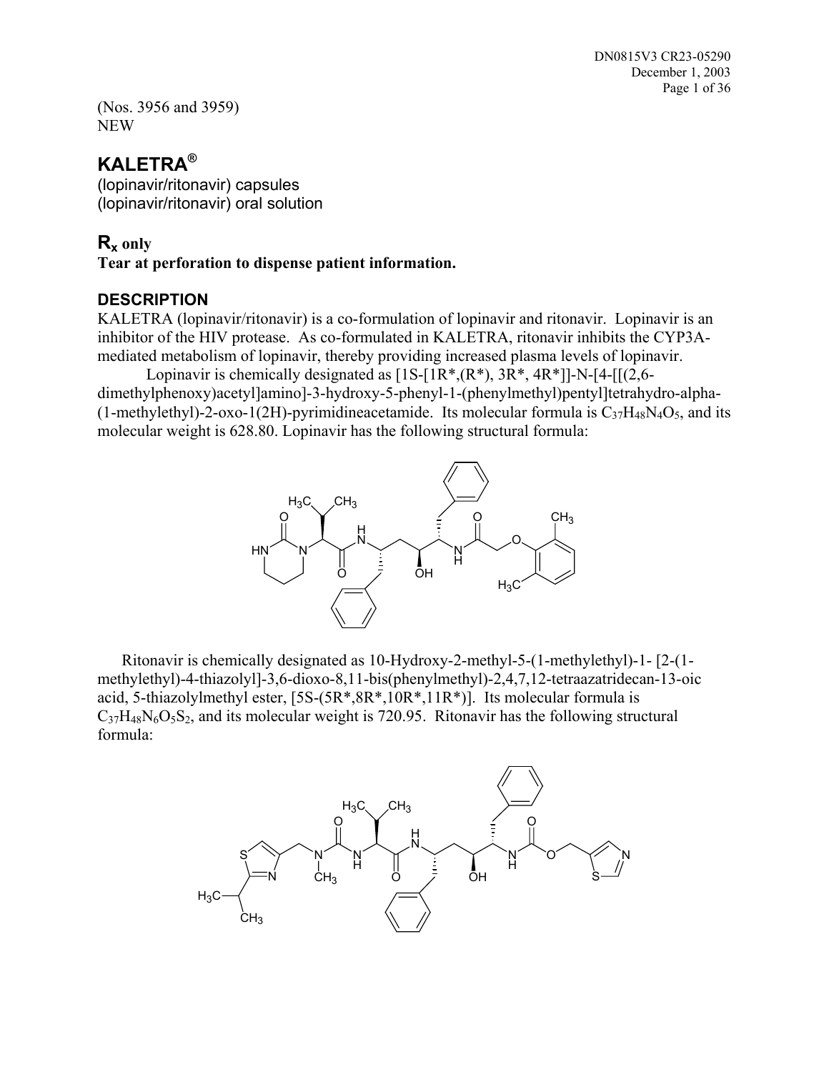(Nos. 3956 and 3959)
NEW

# KALETRA®

(lopinavir/ritonavir) capsules
(lopinavir/ritonavir) oral solution

## $R_x$ only

**Tear at perforation to dispense patient information.**

## DESCRIPTION

KALETRA (lopinavir/ritonavir) is a co-formulation of lopinavir and ritonavir. Lopinavir is an inhibitor of the HIV protease. As co-formulated in KALETRA, ritonavir inhibits the CYP3A-mediated metabolism of lopinavir, thereby providing increased plasma levels of lopinavir.

Lopinavir is chemically designated as [1S-[1R*,(R*), 3R*, 4R*]]-N-[4-[[(2,6-dimethylphenoxy)acetyl]amino]-3-hydroxy-5-phenyl-1-(phenylmethyl)pentyl]tetrahydro-alpha-(1-methylethyl)-2-oxo-1(2H)-pyrimidineacetamide. Its molecular formula is $C_{37}H_{48}N_4O_5$, and its molecular weight is 628.80. Lopinavir has the following structural formula:

Ritonavir is chemically designated as 10-Hydroxy-2-methyl-5-(1-methylethyl)-1- [2-(1-methylethyl)-4-thiazolyl]-3,6-dioxo-8,11-bis(phenylmethyl)-2,4,7,12-tetraazatridecan-13-oic acid, 5-thiazolylmethyl ester, [5S-(5R*,8R*,10R*,11R*)]. Its molecular formula is $C_{37}H_{48}N_6O_5S_2$, and its molecular weight is 720.95. Ritonavir has the following structural formula: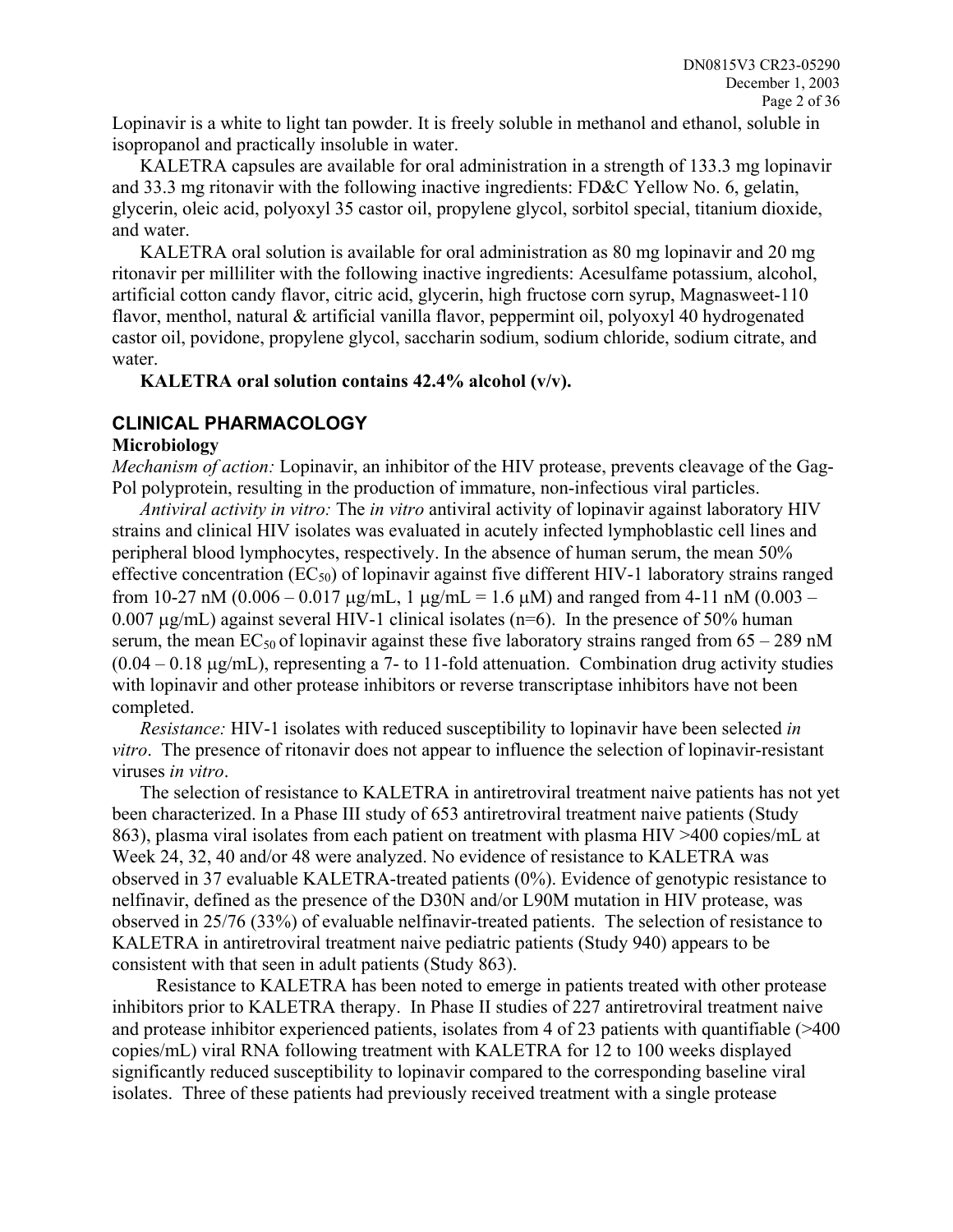Lopinavir is a white to light tan powder. It is freely soluble in methanol and ethanol, soluble in isopropanol and practically insoluble in water.

KALETRA capsules are available for oral administration in a strength of 133.3 mg lopinavir and 33.3 mg ritonavir with the following inactive ingredients: FD&C Yellow No. 6, gelatin, glycerin, oleic acid, polyoxyl 35 castor oil, propylene glycol, sorbitol special, titanium dioxide, and water.

KALETRA oral solution is available for oral administration as 80 mg lopinavir and 20 mg ritonavir per milliliter with the following inactive ingredients: Acesulfame potassium, alcohol, artificial cotton candy flavor, citric acid, glycerin, high fructose corn syrup, Magnasweet-110 flavor, menthol, natural & artificial vanilla flavor, peppermint oil, polyoxyl 40 hydrogenated castor oil, povidone, propylene glycol, saccharin sodium, sodium chloride, sodium citrate, and water.

**KALETRA oral solution contains 42.4% alcohol (v/v).**

## CLINICAL PHARMACOLOGY

### Microbiology

*Mechanism of action:* Lopinavir, an inhibitor of the HIV protease, prevents cleavage of the Gag-Pol polyprotein, resulting in the production of immature, non-infectious viral particles.

*Antiviral activity in vitro:* The *in vitro* antiviral activity of lopinavir against laboratory HIV strains and clinical HIV isolates was evaluated in acutely infected lymphoblastic cell lines and peripheral blood lymphocytes, respectively. In the absence of human serum, the mean 50% effective concentration ($EC_{50}$) of lopinavir against five different HIV-1 laboratory strains ranged from 10-27 nM (0.006 – 0.017 μg/mL, 1 μg/mL = 1.6 μM) and ranged from 4-11 nM (0.003 – 0.007 μg/mL) against several HIV-1 clinical isolates (n=6). In the presence of 50% human serum, the mean $EC_{50}$ of lopinavir against these five laboratory strains ranged from 65 – 289 nM (0.04 – 0.18 μg/mL), representing a 7- to 11-fold attenuation. Combination drug activity studies with lopinavir and other protease inhibitors or reverse transcriptase inhibitors have not been completed.

*Resistance:* HIV-1 isolates with reduced susceptibility to lopinavir have been selected *in vitro*. The presence of ritonavir does not appear to influence the selection of lopinavir-resistant viruses *in vitro*.

The selection of resistance to KALETRA in antiretroviral treatment naive patients has not yet been characterized. In a Phase III study of 653 antiretroviral treatment naive patients (Study 863), plasma viral isolates from each patient on treatment with plasma HIV >400 copies/mL at Week 24, 32, 40 and/or 48 were analyzed. No evidence of resistance to KALETRA was observed in 37 evaluable KALETRA-treated patients (0%). Evidence of genotypic resistance to nelfinavir, defined as the presence of the D30N and/or L90M mutation in HIV protease, was observed in 25/76 (33%) of evaluable nelfinavir-treated patients. The selection of resistance to KALETRA in antiretroviral treatment naive pediatric patients (Study 940) appears to be consistent with that seen in adult patients (Study 863).

Resistance to KALETRA has been noted to emerge in patients treated with other protease inhibitors prior to KALETRA therapy. In Phase II studies of 227 antiretroviral treatment naive and protease inhibitor experienced patients, isolates from 4 of 23 patients with quantifiable (>400 copies/mL) viral RNA following treatment with KALETRA for 12 to 100 weeks displayed significantly reduced susceptibility to lopinavir compared to the corresponding baseline viral isolates. Three of these patients had previously received treatment with a single protease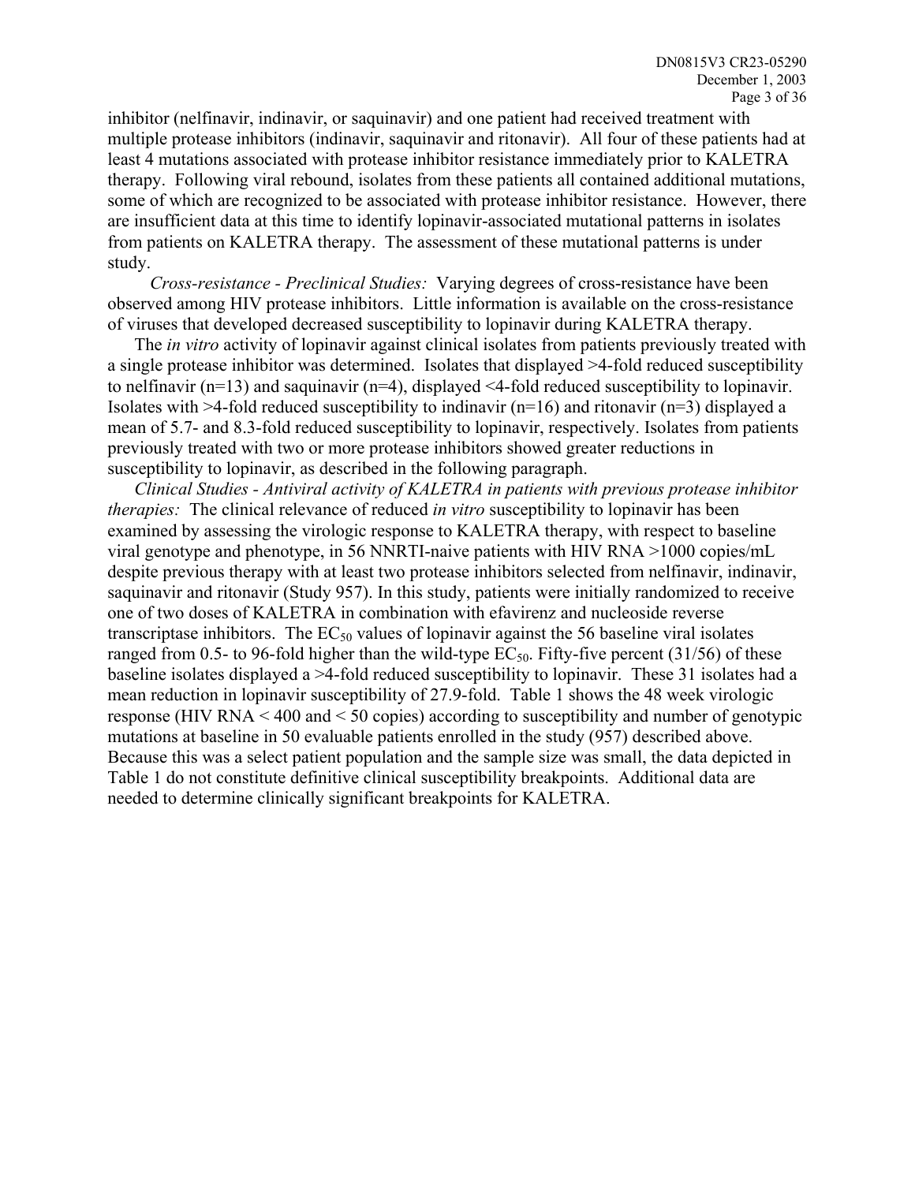inhibitor (nelfinavir, indinavir, or saquinavir) and one patient had received treatment with multiple protease inhibitors (indinavir, saquinavir and ritonavir). All four of these patients had at least 4 mutations associated with protease inhibitor resistance immediately prior to KALETRA therapy. Following viral rebound, isolates from these patients all contained additional mutations, some of which are recognized to be associated with protease inhibitor resistance. However, there are insufficient data at this time to identify lopinavir-associated mutational patterns in isolates from patients on KALETRA therapy. The assessment of these mutational patterns is under study.

*Cross-resistance - Preclinical Studies:* Varying degrees of cross-resistance have been observed among HIV protease inhibitors. Little information is available on the cross-resistance of viruses that developed decreased susceptibility to lopinavir during KALETRA therapy.

The *in vitro* activity of lopinavir against clinical isolates from patients previously treated with a single protease inhibitor was determined. Isolates that displayed >4-fold reduced susceptibility to nelfinavir (n=13) and saquinavir (n=4), displayed <4-fold reduced susceptibility to lopinavir. Isolates with >4-fold reduced susceptibility to indinavir (n=16) and ritonavir (n=3) displayed a mean of 5.7- and 8.3-fold reduced susceptibility to lopinavir, respectively. Isolates from patients previously treated with two or more protease inhibitors showed greater reductions in susceptibility to lopinavir, as described in the following paragraph.

*Clinical Studies - Antiviral activity of KALETRA in patients with previous protease inhibitor therapies:* The clinical relevance of reduced *in vitro* susceptibility to lopinavir has been examined by assessing the virologic response to KALETRA therapy, with respect to baseline viral genotype and phenotype, in 56 NNRTI-naive patients with HIV RNA >1000 copies/mL despite previous therapy with at least two protease inhibitors selected from nelfinavir, indinavir, saquinavir and ritonavir (Study 957). In this study, patients were initially randomized to receive one of two doses of KALETRA in combination with efavirenz and nucleoside reverse transcriptase inhibitors. The $EC_{50}$ values of lopinavir against the 56 baseline viral isolates ranged from 0.5- to 96-fold higher than the wild-type $EC_{50}$. Fifty-five percent (31/56) of these baseline isolates displayed a >4-fold reduced susceptibility to lopinavir. These 31 isolates had a mean reduction in lopinavir susceptibility of 27.9-fold. Table 1 shows the 48 week virologic response (HIV RNA < 400 and < 50 copies) according to susceptibility and number of genotypic mutations at baseline in 50 evaluable patients enrolled in the study (957) described above. Because this was a select patient population and the sample size was small, the data depicted in Table 1 do not constitute definitive clinical susceptibility breakpoints. Additional data are needed to determine clinically significant breakpoints for KALETRA.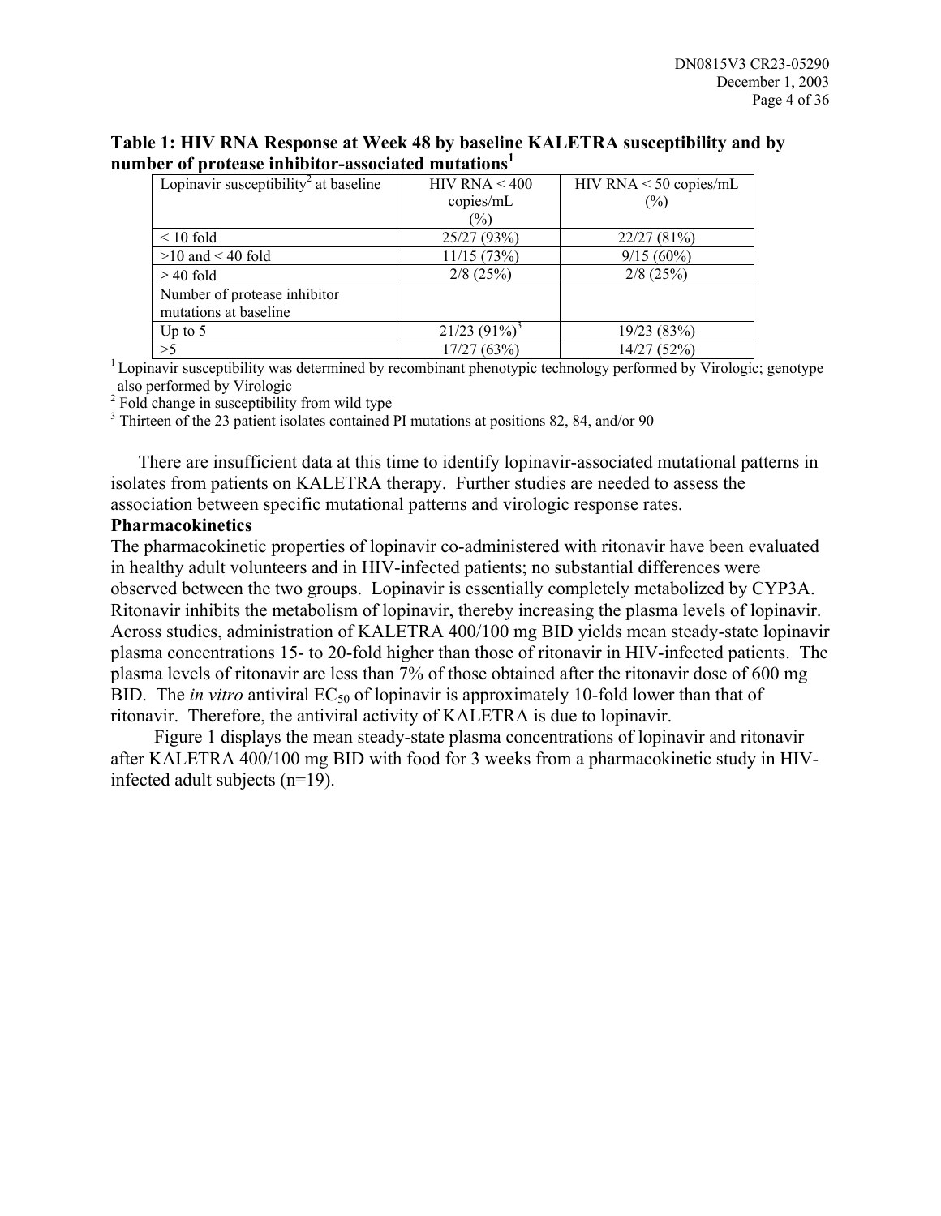**Table 1: HIV RNA Response at Week 48 by baseline KALETRA susceptibility and by number of protease inhibitor-associated mutations[1]**

| Lopinavir susceptibility[2] at baseline | HIV RNA < 400 copies/mL (%) | HIV RNA < 50 copies/mL (%) |
|---|---|---|
| < 10 fold | 25/27 (93%) | 22/27 (81%) |
| >10 and < 40 fold | 11/15 (73%) | 9/15 (60%) |
| ≥ 40 fold | 2/8 (25%) | 2/8 (25%) |
| Number of protease inhibitor mutations at baseline | | |
| Up to 5 | 21/23 (91%)[3] | 19/23 (83%) |
| >5 | 17/27 (63%) | 14/27 (52%) |

[1] Lopinavir susceptibility was determined by recombinant phenotypic technology performed by Virologic; genotype also performed by Virologic
[2] Fold change in susceptibility from wild type
[3] Thirteen of the 23 patient isolates contained PI mutations at positions 82, 84, and/or 90

There are insufficient data at this time to identify lopinavir-associated mutational patterns in isolates from patients on KALETRA therapy. Further studies are needed to assess the association between specific mutational patterns and virologic response rates.

**Pharmacokinetics**

The pharmacokinetic properties of lopinavir co-administered with ritonavir have been evaluated in healthy adult volunteers and in HIV-infected patients; no substantial differences were observed between the two groups. Lopinavir is essentially completely metabolized by CYP3A. Ritonavir inhibits the metabolism of lopinavir, thereby increasing the plasma levels of lopinavir. Across studies, administration of KALETRA 400/100 mg BID yields mean steady-state lopinavir plasma concentrations 15- to 20-fold higher than those of ritonavir in HIV-infected patients. The plasma levels of ritonavir are less than 7% of those obtained after the ritonavir dose of 600 mg BID. The *in vitro* antiviral $EC_{50}$ of lopinavir is approximately 10-fold lower than that of ritonavir. Therefore, the antiviral activity of KALETRA is due to lopinavir.

Figure 1 displays the mean steady-state plasma concentrations of lopinavir and ritonavir after KALETRA 400/100 mg BID with food for 3 weeks from a pharmacokinetic study in HIV-infected adult subjects (n=19).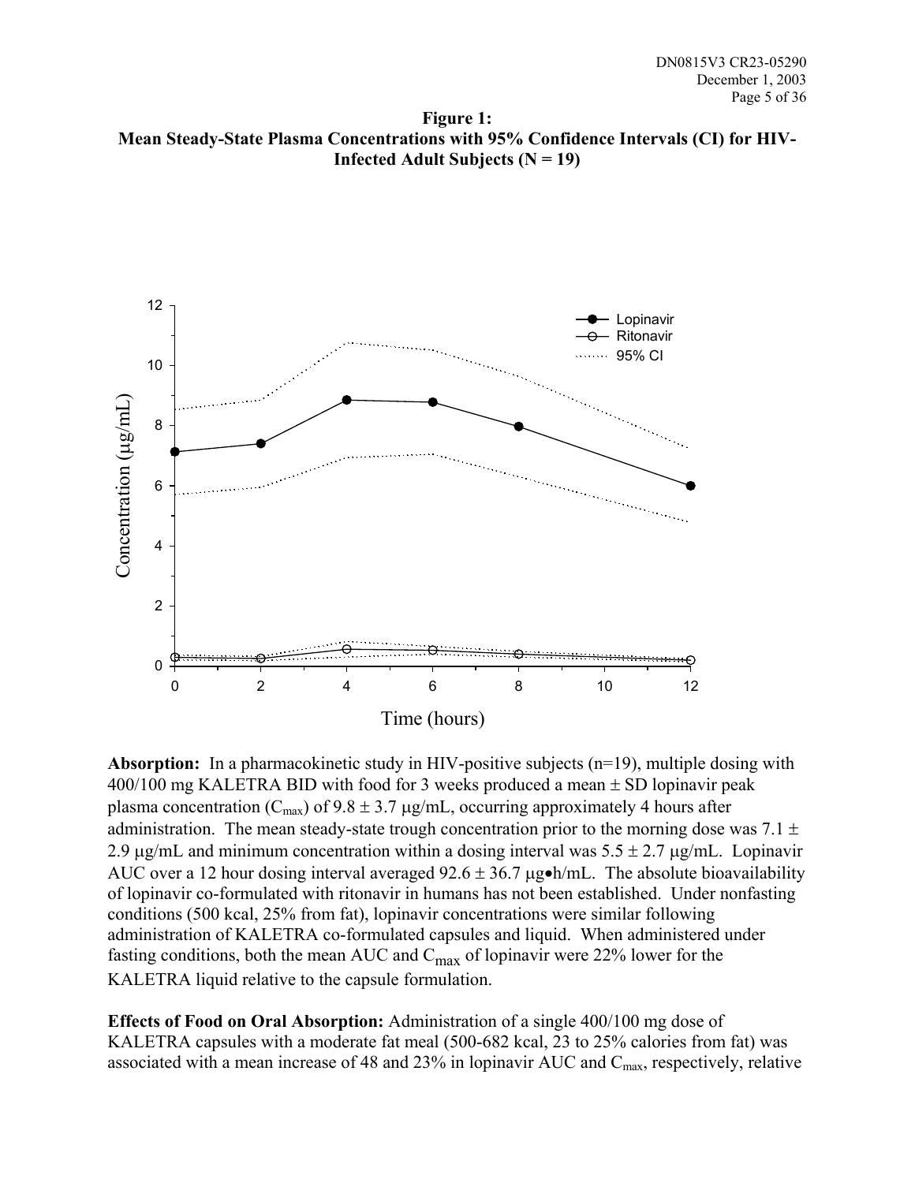**Figure 1:**
**Mean Steady-State Plasma Concentrations with 95% Confidence Intervals (CI) for HIV-Infected Adult Subjects (N = 19)**

**Absorption:** In a pharmacokinetic study in HIV-positive subjects (n=19), multiple dosing with 400/100 mg KALETRA BID with food for 3 weeks produced a mean ± SD lopinavir peak plasma concentration ($C_{max}$) of 9.8 ± 3.7 μg/mL, occurring approximately 4 hours after administration. The mean steady-state trough concentration prior to the morning dose was 7.1 ± 2.9 μg/mL and minimum concentration within a dosing interval was 5.5 ± 2.7 μg/mL. Lopinavir AUC over a 12 hour dosing interval averaged 92.6 ± 36.7 μg•h/mL. The absolute bioavailability of lopinavir co-formulated with ritonavir in humans has not been established. Under nonfasting conditions (500 kcal, 25% from fat), lopinavir concentrations were similar following administration of KALETRA co-formulated capsules and liquid. When administered under fasting conditions, both the mean AUC and $C_{max}$ of lopinavir were 22% lower for the KALETRA liquid relative to the capsule formulation.

**Effects of Food on Oral Absorption:** Administration of a single 400/100 mg dose of KALETRA capsules with a moderate fat meal (500-682 kcal, 23 to 25% calories from fat) was associated with a mean increase of 48 and 23% in lopinavir AUC and $C_{max}$, respectively, relative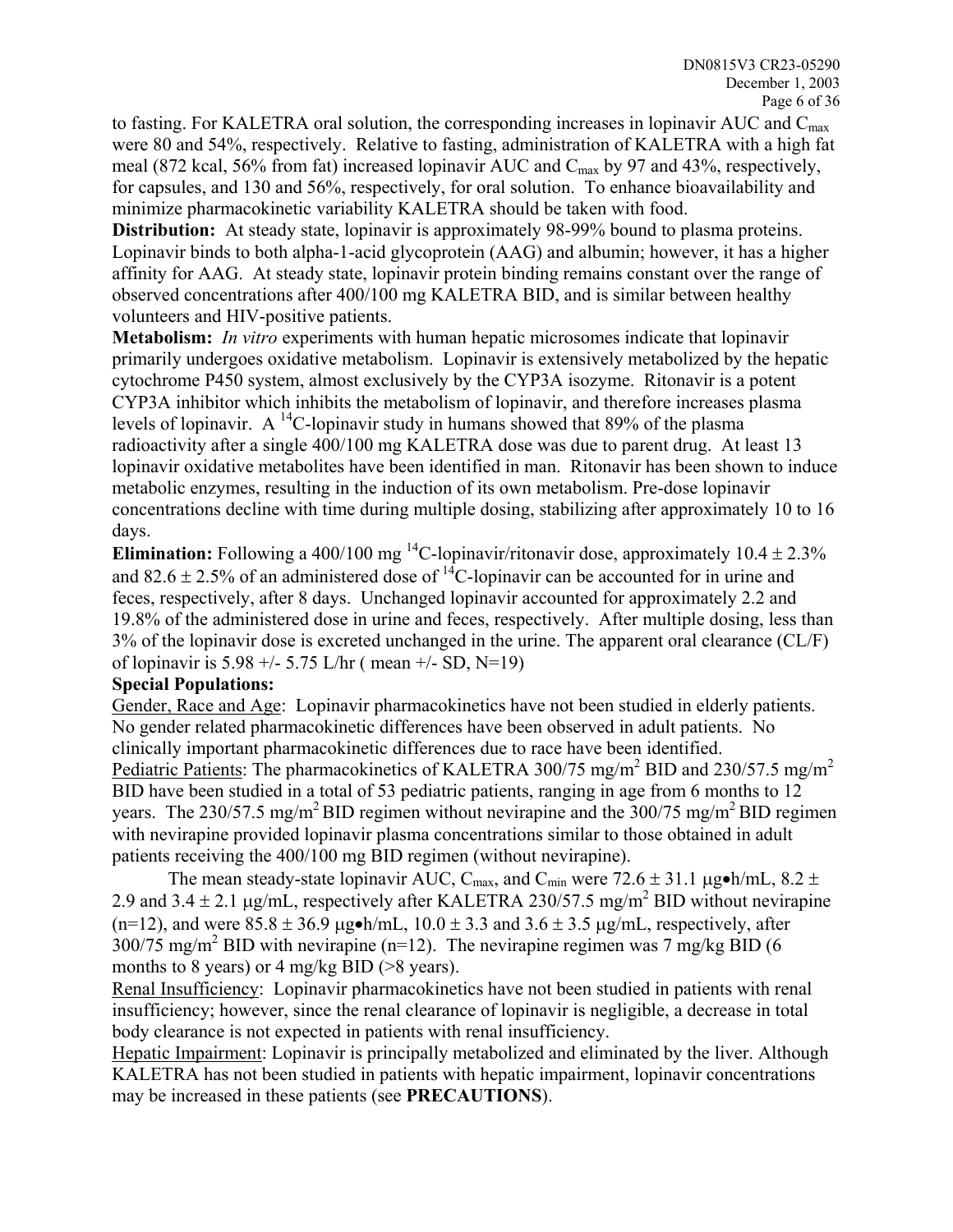to fasting. For KALETRA oral solution, the corresponding increases in lopinavir AUC and $C_{max}$ were 80 and 54%, respectively. Relative to fasting, administration of KALETRA with a high fat meal (872 kcal, 56% from fat) increased lopinavir AUC and $C_{max}$ by 97 and 43%, respectively, for capsules, and 130 and 56%, respectively, for oral solution. To enhance bioavailability and minimize pharmacokinetic variability KALETRA should be taken with food.

**Distribution:** At steady state, lopinavir is approximately 98-99% bound to plasma proteins. Lopinavir binds to both alpha-1-acid glycoprotein (AAG) and albumin; however, it has a higher affinity for AAG. At steady state, lopinavir protein binding remains constant over the range of observed concentrations after 400/100 mg KALETRA BID, and is similar between healthy volunteers and HIV-positive patients.

**Metabolism:** *In vitro* experiments with human hepatic microsomes indicate that lopinavir primarily undergoes oxidative metabolism. Lopinavir is extensively metabolized by the hepatic cytochrome P450 system, almost exclusively by the CYP3A isozyme. Ritonavir is a potent CYP3A inhibitor which inhibits the metabolism of lopinavir, and therefore increases plasma levels of lopinavir. A $^{14}$C-lopinavir study in humans showed that 89% of the plasma radioactivity after a single 400/100 mg KALETRA dose was due to parent drug. At least 13 lopinavir oxidative metabolites have been identified in man. Ritonavir has been shown to induce metabolic enzymes, resulting in the induction of its own metabolism. Pre-dose lopinavir concentrations decline with time during multiple dosing, stabilizing after approximately 10 to 16 days.

**Elimination:** Following a 400/100 mg $^{14}$C-lopinavir/ritonavir dose, approximately $10.4 \pm 2.3\%$ and $82.6 \pm 2.5\%$ of an administered dose of $^{14}$C-lopinavir can be accounted for in urine and feces, respectively, after 8 days. Unchanged lopinavir accounted for approximately 2.2 and 19.8% of the administered dose in urine and feces, respectively. After multiple dosing, less than 3% of the lopinavir dose is excreted unchanged in the urine. The apparent oral clearance (CL/F) of lopinavir is 5.98 +/- 5.75 L/hr ( mean +/- SD, N=19)

**Special Populations:**

Gender, Race and Age: Lopinavir pharmacokinetics have not been studied in elderly patients. No gender related pharmacokinetic differences have been observed in adult patients. No clinically important pharmacokinetic differences due to race have been identified.

Pediatric Patients: The pharmacokinetics of KALETRA 300/75 mg/m$^2$ BID and 230/57.5 mg/m$^2$ BID have been studied in a total of 53 pediatric patients, ranging in age from 6 months to 12 years. The 230/57.5 mg/m$^2$ BID regimen without nevirapine and the 300/75 mg/m$^2$ BID regimen with nevirapine provided lopinavir plasma concentrations similar to those obtained in adult patients receiving the 400/100 mg BID regimen (without nevirapine).

The mean steady-state lopinavir AUC, $C_{max}$, and $C_{min}$ were $72.6 \pm 31.1$ μg•h/mL, $8.2 \pm 2.9$ and $3.4 \pm 2.1$ μg/mL, respectively after KALETRA 230/57.5 mg/m$^2$ BID without nevirapine (n=12), and were $85.8 \pm 36.9$ μg•h/mL, $10.0 \pm 3.3$ and $3.6 \pm 3.5$ μg/mL, respectively, after 300/75 mg/m$^2$ BID with nevirapine (n=12). The nevirapine regimen was 7 mg/kg BID (6 months to 8 years) or 4 mg/kg BID (>8 years).

Renal Insufficiency: Lopinavir pharmacokinetics have not been studied in patients with renal insufficiency; however, since the renal clearance of lopinavir is negligible, a decrease in total body clearance is not expected in patients with renal insufficiency.

Hepatic Impairment: Lopinavir is principally metabolized and eliminated by the liver. Although KALETRA has not been studied in patients with hepatic impairment, lopinavir concentrations may be increased in these patients (see **PRECAUTIONS**).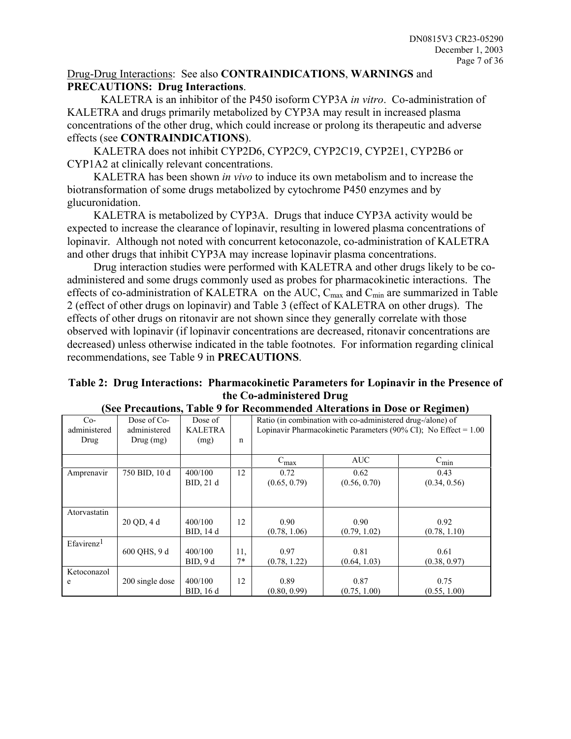Drug-Drug Interactions: See also **CONTRAINDICATIONS**, **WARNINGS** and **PRECAUTIONS: Drug Interactions**.

KALETRA is an inhibitor of the P450 isoform CYP3A *in vitro*. Co-administration of KALETRA and drugs primarily metabolized by CYP3A may result in increased plasma concentrations of the other drug, which could increase or prolong its therapeutic and adverse effects (see **CONTRAINDICATIONS**).

KALETRA does not inhibit CYP2D6, CYP2C9, CYP2C19, CYP2E1, CYP2B6 or CYP1A2 at clinically relevant concentrations.

KALETRA has been shown *in vivo* to induce its own metabolism and to increase the biotransformation of some drugs metabolized by cytochrome P450 enzymes and by glucuronidation.

KALETRA is metabolized by CYP3A. Drugs that induce CYP3A activity would be expected to increase the clearance of lopinavir, resulting in lowered plasma concentrations of lopinavir. Although not noted with concurrent ketoconazole, co-administration of KALETRA and other drugs that inhibit CYP3A may increase lopinavir plasma concentrations.

Drug interaction studies were performed with KALETRA and other drugs likely to be co-administered and some drugs commonly used as probes for pharmacokinetic interactions. The effects of co-administration of KALETRA on the AUC, $C_{max}$ and $C_{min}$ are summarized in Table 2 (effect of other drugs on lopinavir) and Table 3 (effect of KALETRA on other drugs). The effects of other drugs on ritonavir are not shown since they generally correlate with those observed with lopinavir (if lopinavir concentrations are decreased, ritonavir concentrations are decreased) unless otherwise indicated in the table footnotes. For information regarding clinical recommendations, see Table 9 in **PRECAUTIONS**.

**Table 2: Drug Interactions: Pharmacokinetic Parameters for Lopinavir in the Presence of the Co-administered Drug**
**(See Precautions, Table 9 for Recommended Alterations in Dose or Regimen)**

| Co-administered Drug | Dose of Co-administered Drug (mg) | Dose of KALETRA (mg) | n | Ratio (in combination with co-administered drug-/alone) of Lopinavir Pharmacokinetic Parameters (90% CI); No Effect = 1.00 | | |
|---|---|---|---|---|---|---|
| | | | | $C_{max}$ | AUC | $C_{min}$ |
| Amprenavir | 750 BID, 10 d | 400/100 BID, 21 d | 12 | 0.72 (0.65, 0.79) | 0.62 (0.56, 0.70) | 0.43 (0.34, 0.56) |
| Atorvastatin | 20 QD, 4 d | 400/100 BID, 14 d | 12 | 0.90 (0.78, 1.06) | 0.90 (0.79, 1.02) | 0.92 (0.78, 1.10) |
| Efavirenz[1] | 600 QHS, 9 d | 400/100 BID, 9 d | 11, 7* | 0.97 (0.78, 1.22) | 0.81 (0.64, 1.03) | 0.61 (0.38, 0.97) |
| Ketoconazole | 200 single dose | 400/100 BID, 16 d | 12 | 0.89 (0.80, 0.99) | 0.87 (0.75, 1.00) | 0.75 (0.55, 1.00) |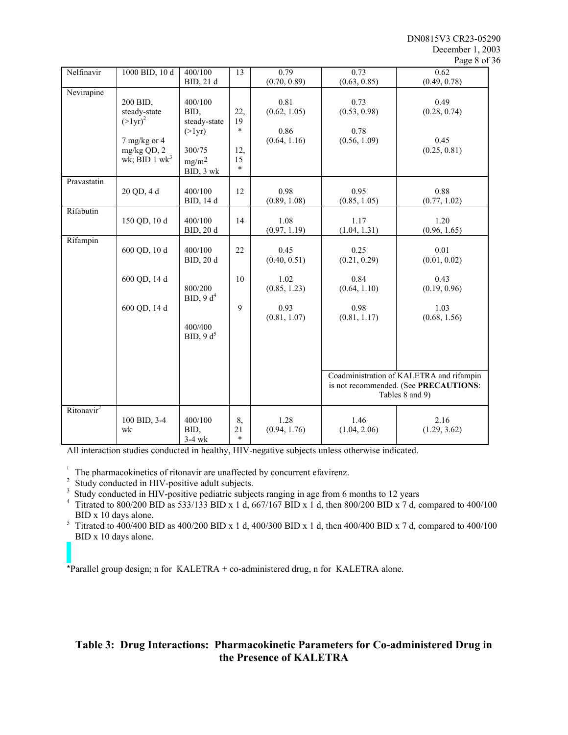| | | | | | | |
|---|---|---|---|---|---|---|
| Nelfinavir | 1000 BID, 10 d | 400/100 BID, 21 d | 13 | 0.79 (0.70, 0.89) | 0.73 (0.63, 0.85) | 0.62 (0.49, 0.78) |
| Nevirapine | 200 BID, steady-state (>1yr)[2] | 400/100 BID, steady-state (>1yr) | 22, 19 * | 0.81 (0.62, 1.05) | 0.73 (0.53, 0.98) | 0.49 (0.28, 0.74) |
| | 7 mg/kg or 4 mg/kg QD, 2 wk; BID 1 wk[3] | 300/75 mg/m$^2$ BID, 3 wk | 12, 15 * | 0.86 (0.64, 1.16) | 0.78 (0.56, 1.09) | 0.45 (0.25, 0.81) |
| Pravastatin | 20 QD, 4 d | 400/100 BID, 14 d | 12 | 0.98 (0.89, 1.08) | 0.95 (0.85, 1.05) | 0.88 (0.77, 1.02) |
| Rifabutin | 150 QD, 10 d | 400/100 BID, 20 d | 14 | 1.08 (0.97, 1.19) | 1.17 (1.04, 1.31) | 1.20 (0.96, 1.65) |
| Rifampin | 600 QD, 10 d | 400/100 BID, 20 d | 22 | 0.45 (0.40, 0.51) | 0.25 (0.21, 0.29) | 0.01 (0.01, 0.02) |
| | 600 QD, 14 d | 800/200 BID, 9 d[4] | 10 | 1.02 (0.85, 1.23) | 0.84 (0.64, 1.10) | 0.43 (0.19, 0.96) |
| | 600 QD, 14 d | 400/400 BID, 9 d[5] | 9 | 0.93 (0.81, 1.07) | 0.98 (0.81, 1.17) | 1.03 (0.68, 1.56) |
| | | | | | Coadministration of KALETRA and rifampin is not recommended. (See **PRECAUTIONS**: Tables 8 and 9) | |
| Ritonavir[2] | 100 BID, 3-4 wk | 400/100 BID, 3-4 wk | 8, 21 * | 1.28 (0.94, 1.76) | 1.46 (1.04, 2.06) | 2.16 (1.29, 3.62) |

All interaction studies conducted in healthy, HIV-negative subjects unless otherwise indicated.

[1] The pharmacokinetics of ritonavir are unaffected by concurrent efavirenz.

[2] Study conducted in HIV-positive adult subjects.

[3] Study conducted in HIV-positive pediatric subjects ranging in age from 6 months to 12 years

[4] Titrated to 800/200 BID as 533/133 BID x 1 d, 667/167 BID x 1 d, then 800/200 BID x 7 d, compared to 400/100 BID x 10 days alone.

[5] Titrated to 400/400 BID as 400/200 BID x 1 d, 400/300 BID x 1 d, then 400/400 BID x 7 d, compared to 400/100 BID x 10 days alone.

*Parallel group design; n for KALETRA + co-administered drug, n for KALETRA alone.

## Table 3: Drug Interactions: Pharmacokinetic Parameters for Co-administered Drug in the Presence of KALETRA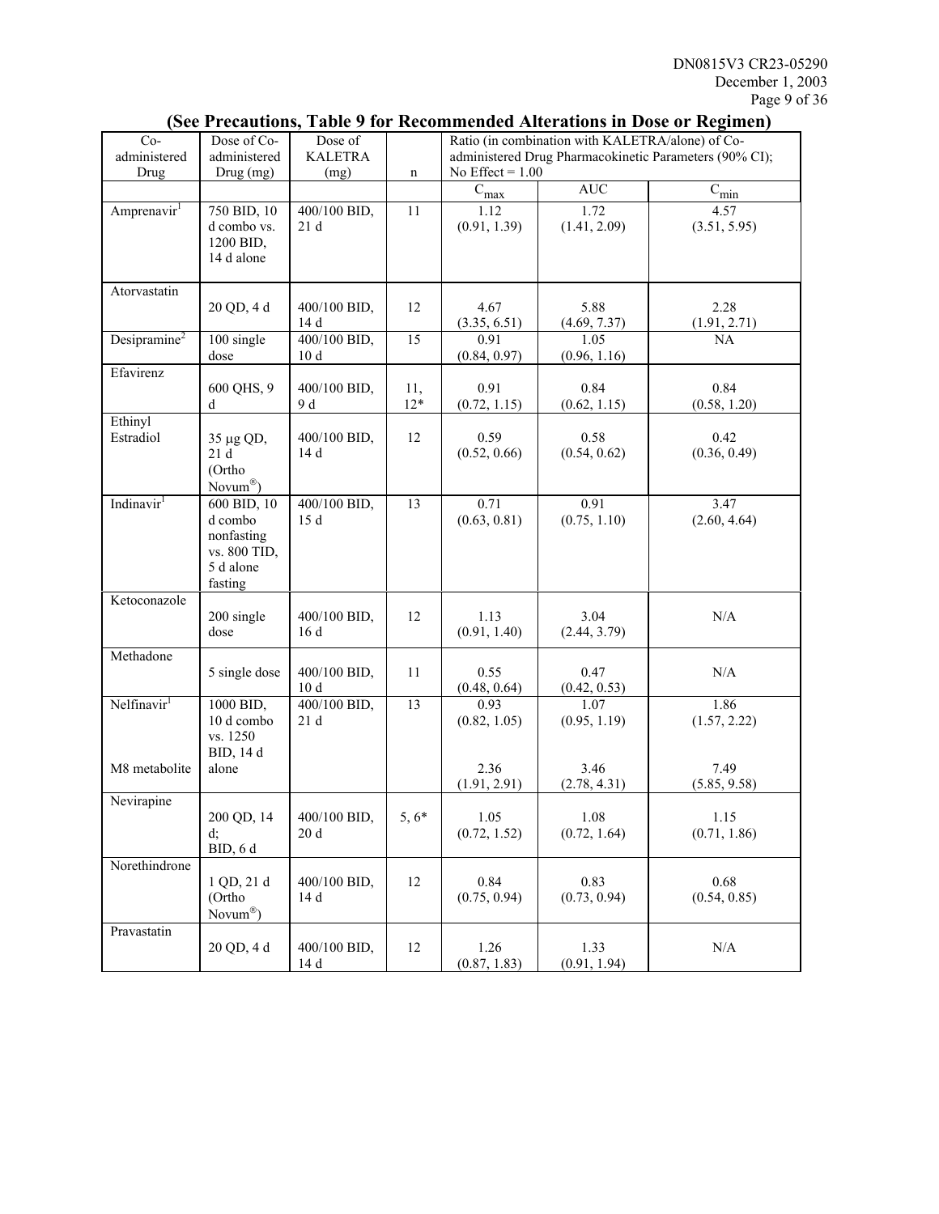**(See Precautions, Table 9 for Recommended Alterations in Dose or Regimen)**

| Co-administered Drug | Dose of Co-administered Drug (mg) | Dose of KALETRA (mg) | n | Ratio (in combination with KALETRA/alone) of Co-administered Drug Pharmacokinetic Parameters (90% CI); No Effect = 1.00 | | |
|---|---|---|---|---|---|---|
| | | | | $C_{max}$ | AUC | $C_{min}$ |
| Amprenavir[1] | 750 BID, 10 d combo vs. 1200 BID, 14 d alone | 400/100 BID, 21 d | 11 | 1.12 (0.91, 1.39) | 1.72 (1.41, 2.09) | 4.57 (3.51, 5.95) |
| Atorvastatin | 20 QD, 4 d | 400/100 BID, 14 d | 12 | 4.67 (3.35, 6.51) | 5.88 (4.69, 7.37) | 2.28 (1.91, 2.71) |
| Desipramine[2] | 100 single dose | 400/100 BID, 10 d | 15 | 0.91 (0.84, 0.97) | 1.05 (0.96, 1.16) | NA |
| Efavirenz | 600 QHS, 9 d | 400/100 BID, 9 d | 11, 12* | 0.91 (0.72, 1.15) | 0.84 (0.62, 1.15) | 0.84 (0.58, 1.20) |
| Ethinyl Estradiol | 35 µg QD, 21 d (Ortho Novum®) | 400/100 BID, 14 d | 12 | 0.59 (0.52, 0.66) | 0.58 (0.54, 0.62) | 0.42 (0.36, 0.49) |
| Indinavir[1] | 600 BID, 10 d combo nonfasting vs. 800 TID, 5 d alone fasting | 400/100 BID, 15 d | 13 | 0.71 (0.63, 0.81) | 0.91 (0.75, 1.10) | 3.47 (2.60, 4.64) |
| Ketoconazole | 200 single dose | 400/100 BID, 16 d | 12 | 1.13 (0.91, 1.40) | 3.04 (2.44, 3.79) | N/A |
| Methadone | 5 single dose | 400/100 BID, 10 d | 11 | 0.55 (0.48, 0.64) | 0.47 (0.42, 0.53) | N/A |
| Nelfinavir[1] | 1000 BID, 10 d combo vs. 1250 BID, 14 d alone | 400/100 BID, 21 d | 13 | 0.93 (0.82, 1.05) | 1.07 (0.95, 1.19) | 1.86 (1.57, 2.22) |
| M8 metabolite | | | | 2.36 (1.91, 2.91) | 3.46 (2.78, 4.31) | 7.49 (5.85, 9.58) |
| Nevirapine | 200 QD, 14 d; BID, 6 d | 400/100 BID, 20 d | 5, 6* | 1.05 (0.72, 1.52) | 1.08 (0.72, 1.64) | 1.15 (0.71, 1.86) |
| Norethindrone | 1 QD, 21 d (Ortho Novum®) | 400/100 BID, 14 d | 12 | 0.84 (0.75, 0.94) | 0.83 (0.73, 0.94) | 0.68 (0.54, 0.85) |
| Pravastatin | 20 QD, 4 d | 400/100 BID, 14 d | 12 | 1.26 (0.87, 1.83) | 1.33 (0.91, 1.94) | N/A |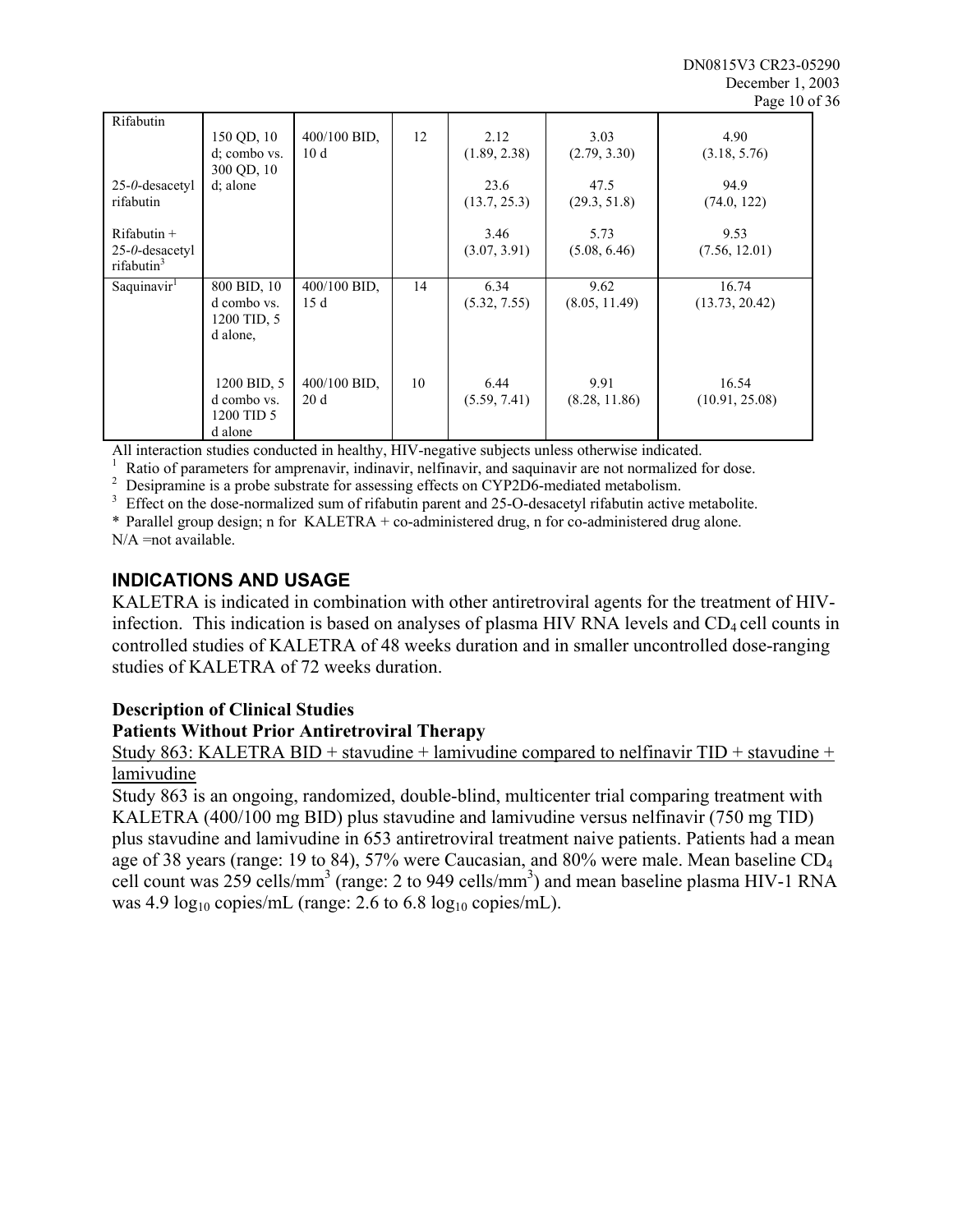| | | | | | | |
|---|---|---|---|---|---|---|
| Rifabutin | 150 QD, 10 d; combo vs. 300 QD, 10 d; alone | 400/100 BID, 10 d | 12 | 2.12<br>(1.89, 2.38) | 3.03<br>(2.79, 3.30) | 4.90<br>(3.18, 5.76) |
| 25-0-desacetyl rifabutin | | | | 23.6<br>(13.7, 25.3) | 47.5<br>(29.3, 51.8) | 94.9<br>(74.0, 122) |
| Rifabutin + 25-0-desacetyl rifabutin[3] | | | | 3.46<br>(3.07, 3.91) | 5.73<br>(5.08, 6.46) | 9.53<br>(7.56, 12.01) |
| Saquinavir[1] | 800 BID, 10 d combo vs. 1200 TID, 5 d alone, | 400/100 BID, 15 d | 14 | 6.34<br>(5.32, 7.55) | 9.62<br>(8.05, 11.49) | 16.74<br>(13.73, 20.42) |
| | 1200 BID, 5 d combo vs. 1200 TID 5 d alone | 400/100 BID, 20 d | 10 | 6.44<br>(5.59, 7.41) | 9.91<br>(8.28, 11.86) | 16.54<br>(10.91, 25.08) |

All interaction studies conducted in healthy, HIV-negative subjects unless otherwise indicated.

[1] Ratio of parameters for amprenavir, indinavir, nelfinavir, and saquinavir are not normalized for dose.

[2] Desipramine is a probe substrate for assessing effects on CYP2D6-mediated metabolism.

[3] Effect on the dose-normalized sum of rifabutin parent and 25-O-desacetyl rifabutin active metabolite.

\* Parallel group design; n for KALETRA + co-administered drug, n for co-administered drug alone.

N/A =not available.

## INDICATIONS AND USAGE

KALETRA is indicated in combination with other antiretroviral agents for the treatment of HIV-infection. This indication is based on analyses of plasma HIV RNA levels and $CD_4$ cell counts in controlled studies of KALETRA of 48 weeks duration and in smaller uncontrolled dose-ranging studies of KALETRA of 72 weeks duration.

### Description of Clinical Studies

### Patients Without Prior Antiretroviral Therapy

Study 863: KALETRA BID + stavudine + lamivudine compared to nelfinavir TID + stavudine + lamivudine

Study 863 is an ongoing, randomized, double-blind, multicenter trial comparing treatment with KALETRA (400/100 mg BID) plus stavudine and lamivudine versus nelfinavir (750 mg TID) plus stavudine and lamivudine in 653 antiretroviral treatment naive patients. Patients had a mean age of 38 years (range: 19 to 84), 57% were Caucasian, and 80% were male. Mean baseline $CD_4$ cell count was 259 cells/$mm^3$ (range: 2 to 949 cells/$mm^3$) and mean baseline plasma HIV-1 RNA was 4.9 $\log_{10}$ copies/mL (range: 2.6 to 6.8 $\log_{10}$ copies/mL).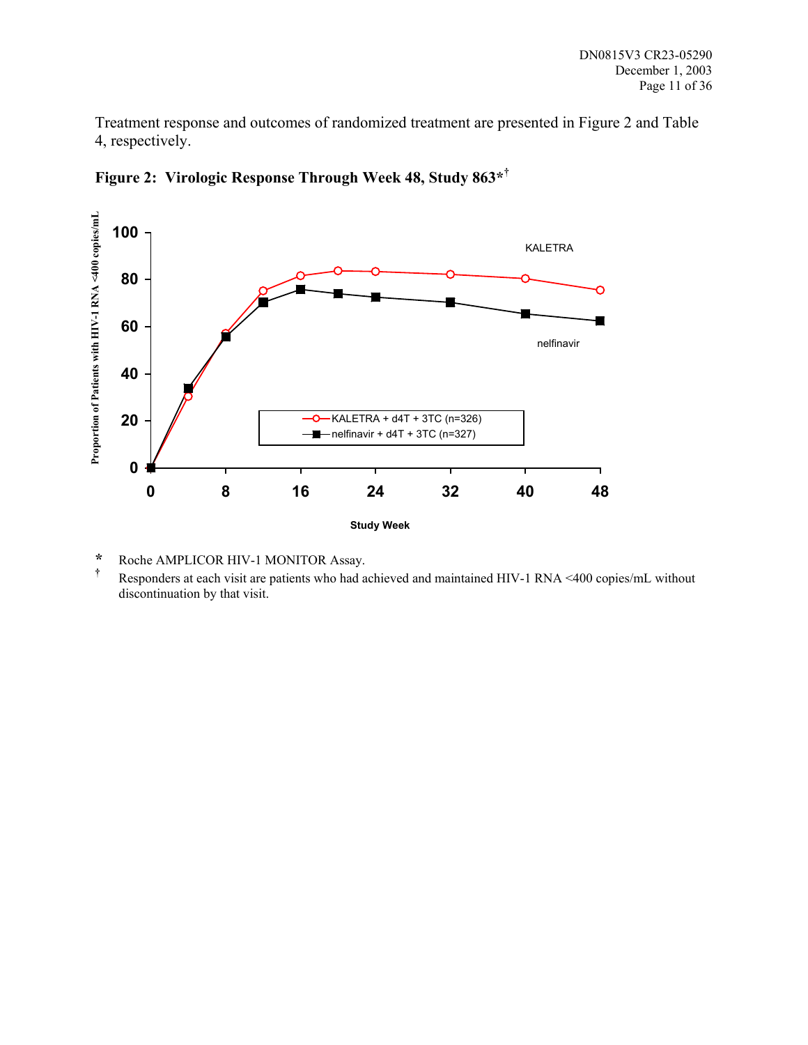Treatment response and outcomes of randomized treatment are presented in Figure 2 and Table 4, respectively.

**Figure 2: Virologic Response Through Week 48, Study 863*†**

\* Roche AMPLICOR HIV-1 MONITOR Assay.

† Responders at each visit are patients who had achieved and maintained HIV-1 RNA <400 copies/mL without discontinuation by that visit.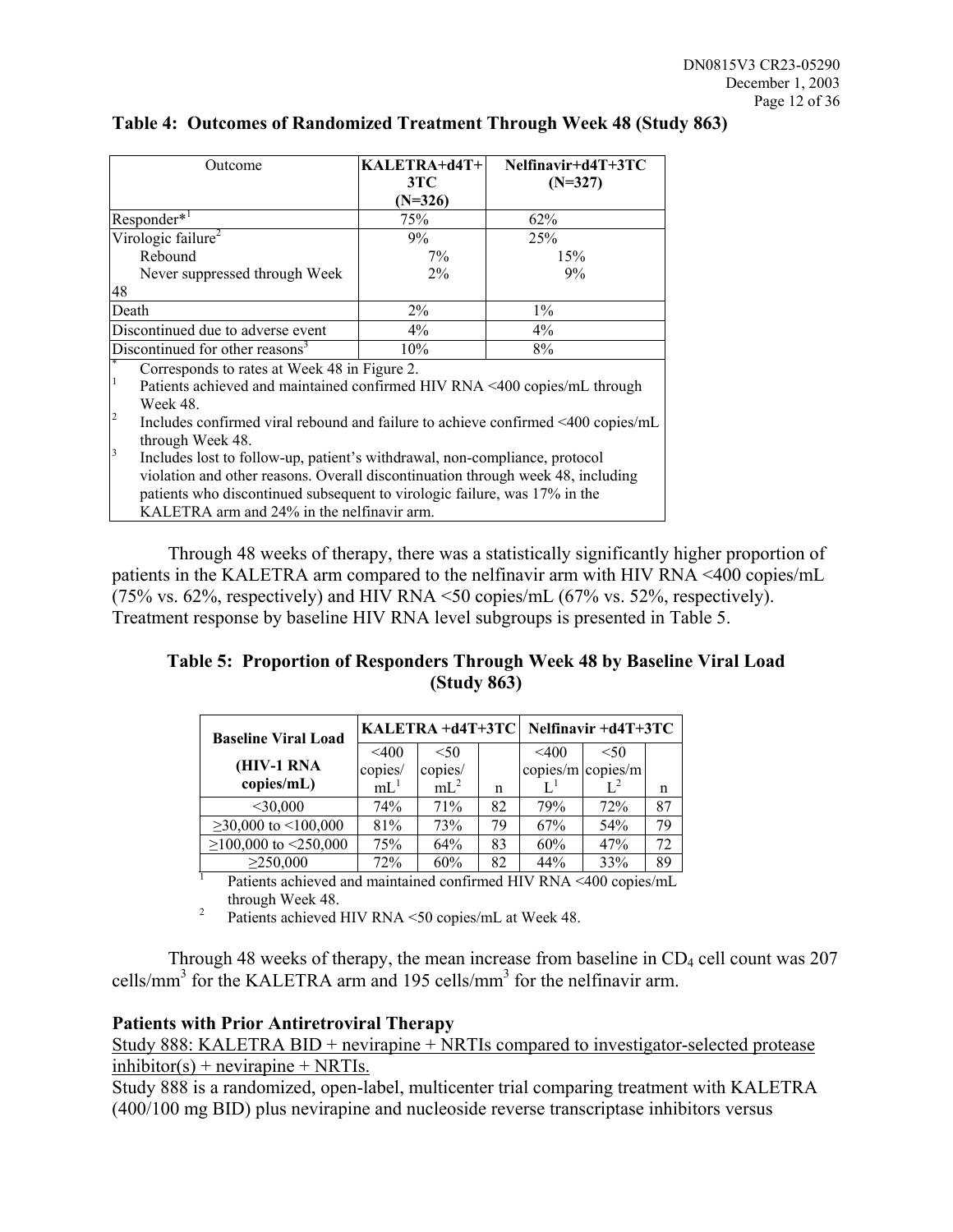**Table 4: Outcomes of Randomized Treatment Through Week 48 (Study 863)**

| Outcome | KALETRA+d4T+3TC (N=326) | Nelfinavir+d4T+3TC (N=327) |
|---|---|---|
| Responder*[1] | 75% | 62% |
| Virologic failure[2] | 9% | 25% |
| Rebound | 7% | 15% |
| Never suppressed through Week 48 | 2% | 9% |
| Death | 2% | 1% |
| Discontinued due to adverse event | 4% | 4% |
| Discontinued for other reasons[3] | 10% | 8% |

\* Corresponds to rates at Week 48 in Figure 2.

[1] Patients achieved and maintained confirmed HIV RNA <400 copies/mL through Week 48.

[2] Includes confirmed viral rebound and failure to achieve confirmed <400 copies/mL through Week 48.

[3] Includes lost to follow-up, patient's withdrawal, non-compliance, protocol violation and other reasons. Overall discontinuation through week 48, including patients who discontinued subsequent to virologic failure, was 17% in the KALETRA arm and 24% in the nelfinavir arm.

Through 48 weeks of therapy, there was a statistically significantly higher proportion of patients in the KALETRA arm compared to the nelfinavir arm with HIV RNA <400 copies/mL (75% vs. 62%, respectively) and HIV RNA <50 copies/mL (67% vs. 52%, respectively). Treatment response by baseline HIV RNA level subgroups is presented in Table 5.

**Table 5: Proportion of Responders Through Week 48 by Baseline Viral Load (Study 863)**

| Baseline Viral Load (HIV-1 RNA copies/mL) | KALETRA +d4T+3TC | | | Nelfinavir +d4T+3TC | | |
|---|---|---|---|---|---|---|
| | <400 copies/mL[1] | <50 copies/mL[2] | n | <400 copies/mL[1] | <50 copies/mL[2] | n |
| <30,000 | 74% | 71% | 82 | 79% | 72% | 87 |
| ≥30,000 to <100,000 | 81% | 73% | 79 | 67% | 54% | 79 |
| ≥100,000 to <250,000 | 75% | 64% | 83 | 60% | 47% | 72 |
| ≥250,000 | 72% | 60% | 82 | 44% | 33% | 89 |

[1] Patients achieved and maintained confirmed HIV RNA <400 copies/mL through Week 48.

[2] Patients achieved HIV RNA <50 copies/mL at Week 48.

Through 48 weeks of therapy, the mean increase from baseline in $CD_4$ cell count was 207 cells/mm$^3$ for the KALETRA arm and 195 cells/mm$^3$ for the nelfinavir arm.

**Patients with Prior Antiretroviral Therapy**

Study 888: KALETRA BID + nevirapine + NRTIs compared to investigator-selected protease inhibitor(s) + nevirapine + NRTIs.

Study 888 is a randomized, open-label, multicenter trial comparing treatment with KALETRA (400/100 mg BID) plus nevirapine and nucleoside reverse transcriptase inhibitors versus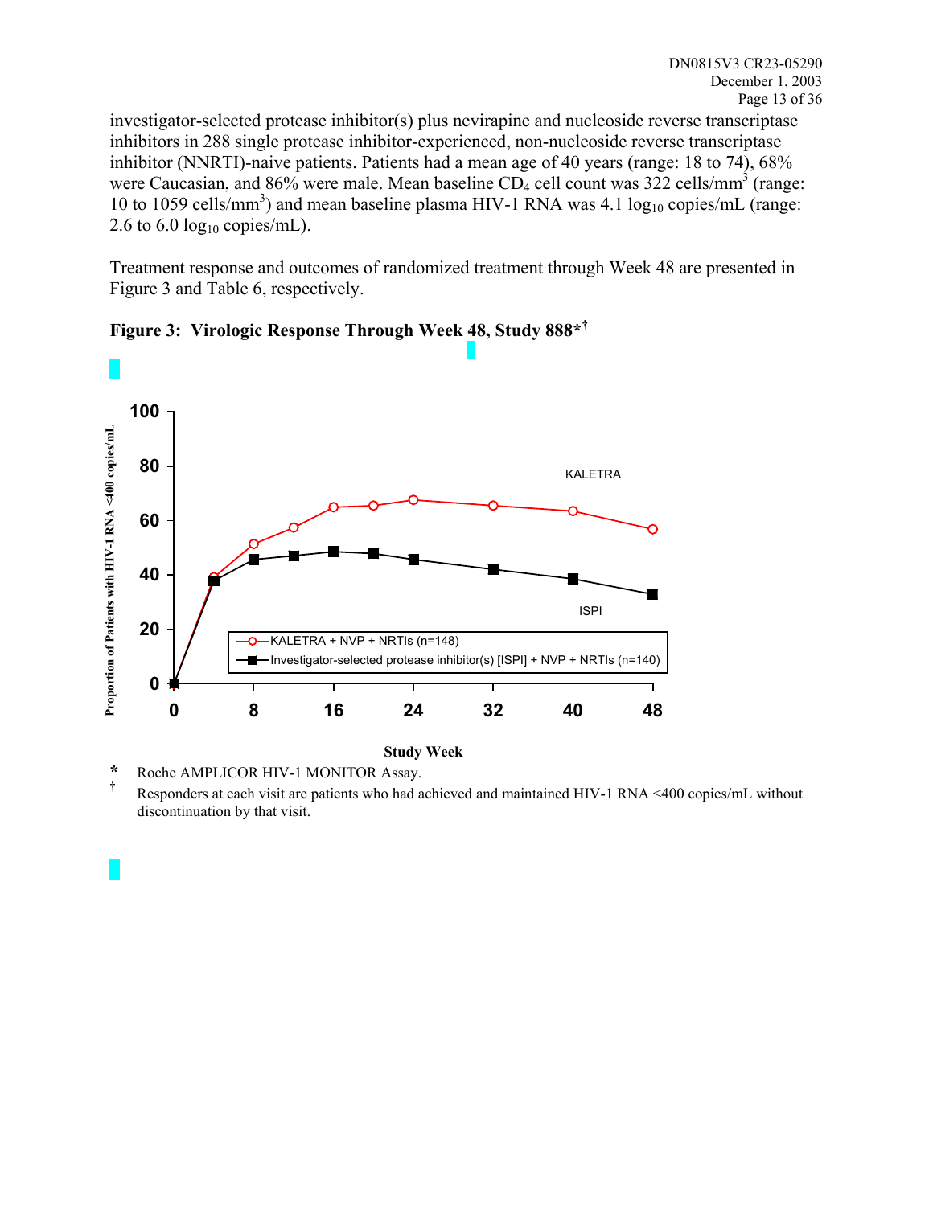investigator-selected protease inhibitor(s) plus nevirapine and nucleoside reverse transcriptase inhibitors in 288 single protease inhibitor-experienced, non-nucleoside reverse transcriptase inhibitor (NNRTI)-naive patients. Patients had a mean age of 40 years (range: 18 to 74), 68% were Caucasian, and 86% were male. Mean baseline $CD_4$ cell count was 322 cells/$mm^3$ (range: 10 to 1059 cells/$mm^3$) and mean baseline plasma HIV-1 RNA was 4.1 $log_{10}$ copies/mL (range: 2.6 to 6.0 $log_{10}$ copies/mL).

Treatment response and outcomes of randomized treatment through Week 48 are presented in Figure 3 and Table 6, respectively.

**Figure 3: Virologic Response Through Week 48, Study 888*†**

\* Roche AMPLICOR HIV-1 MONITOR Assay.

† Responders at each visit are patients who had achieved and maintained HIV-1 RNA <400 copies/mL without discontinuation by that visit.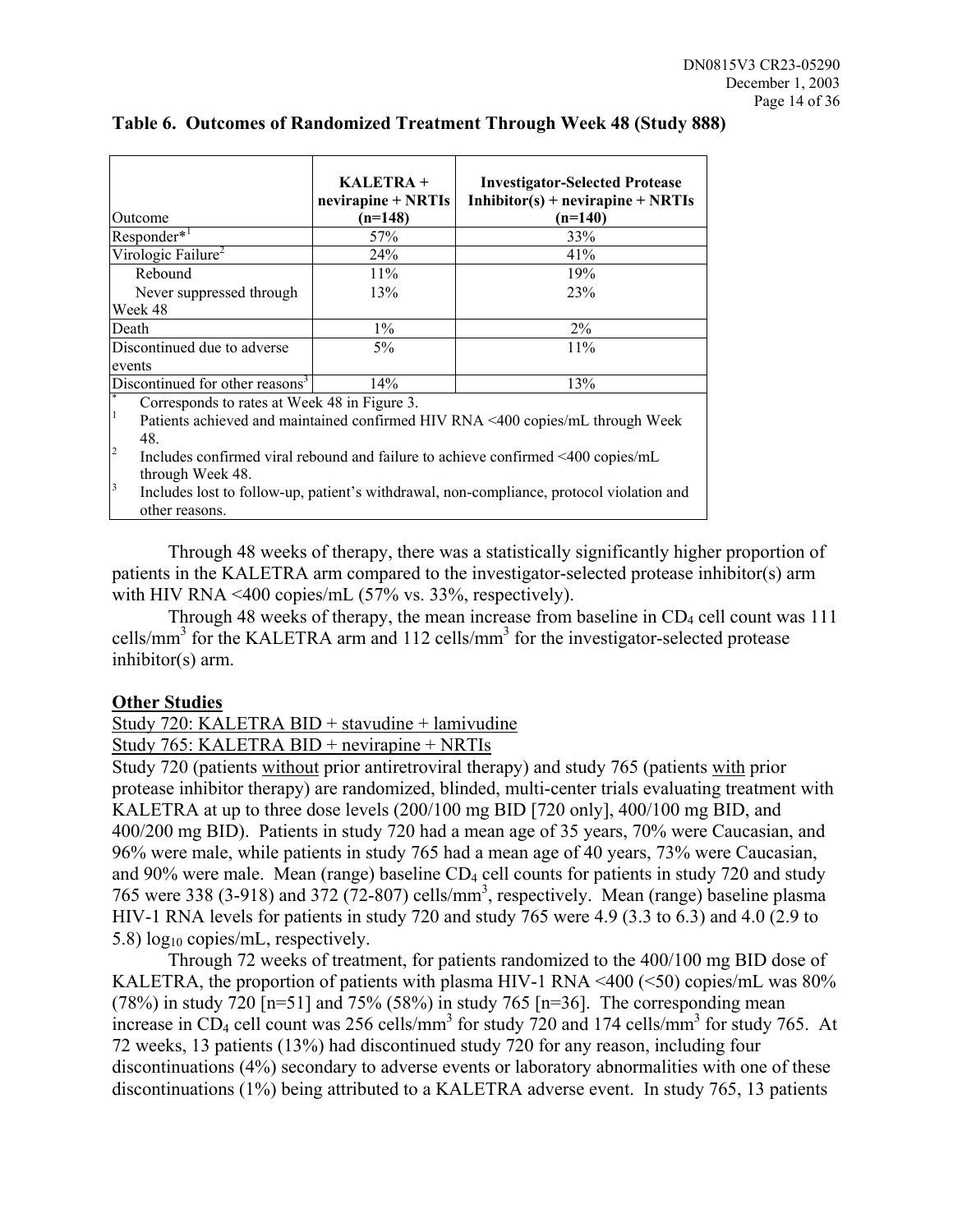**Table 6. Outcomes of Randomized Treatment Through Week 48 (Study 888)**

| Outcome | KALETRA + nevirapine + NRTIs (n=148) | Investigator-Selected Protease Inhibitor(s) + nevirapine + NRTIs (n=140) |
|---|---|---|
| Responder*[1] | 57% | 33% |
| Virologic Failure[2] | 24% | 41% |
| Rebound | 11% | 19% |
| Never suppressed through Week 48 | 13% | 23% |
| Death | 1% | 2% |
| Discontinued due to adverse events | 5% | 11% |
| Discontinued for other reasons[3] | 14% | 13% |

\* Corresponds to rates at Week 48 in Figure 3.

[1] Patients achieved and maintained confirmed HIV RNA <400 copies/mL through Week 48.

[2] Includes confirmed viral rebound and failure to achieve confirmed <400 copies/mL through Week 48.

[3] Includes lost to follow-up, patient's withdrawal, non-compliance, protocol violation and other reasons.

Through 48 weeks of therapy, there was a statistically significantly higher proportion of patients in the KALETRA arm compared to the investigator-selected protease inhibitor(s) arm with HIV RNA <400 copies/mL (57% vs. 33%, respectively).

Through 48 weeks of therapy, the mean increase from baseline in $CD_4$ cell count was 111 cells/mm$^3$ for the KALETRA arm and 112 cells/mm$^3$ for the investigator-selected protease inhibitor(s) arm.

**Other Studies**

Study 720: KALETRA BID + stavudine + lamivudine

Study 765: KALETRA BID + nevirapine + NRTIs

Study 720 (patients without prior antiretroviral therapy) and study 765 (patients with prior protease inhibitor therapy) are randomized, blinded, multi-center trials evaluating treatment with KALETRA at up to three dose levels (200/100 mg BID [720 only], 400/100 mg BID, and 400/200 mg BID). Patients in study 720 had a mean age of 35 years, 70% were Caucasian, and 96% were male, while patients in study 765 had a mean age of 40 years, 73% were Caucasian, and 90% were male. Mean (range) baseline $CD_4$ cell counts for patients in study 720 and study 765 were 338 (3-918) and 372 (72-807) cells/mm$^3$, respectively. Mean (range) baseline plasma HIV-1 RNA levels for patients in study 720 and study 765 were 4.9 (3.3 to 6.3) and 4.0 (2.9 to 5.8) $\log_{10}$ copies/mL, respectively.

Through 72 weeks of treatment, for patients randomized to the 400/100 mg BID dose of KALETRA, the proportion of patients with plasma HIV-1 RNA <400 (<50) copies/mL was 80% (78%) in study 720 [n=51] and 75% (58%) in study 765 [n=36]. The corresponding mean increase in $CD_4$ cell count was 256 cells/mm$^3$ for study 720 and 174 cells/mm$^3$ for study 765. At 72 weeks, 13 patients (13%) had discontinued study 720 for any reason, including four discontinuations (4%) secondary to adverse events or laboratory abnormalities with one of these discontinuations (1%) being attributed to a KALETRA adverse event. In study 765, 13 patients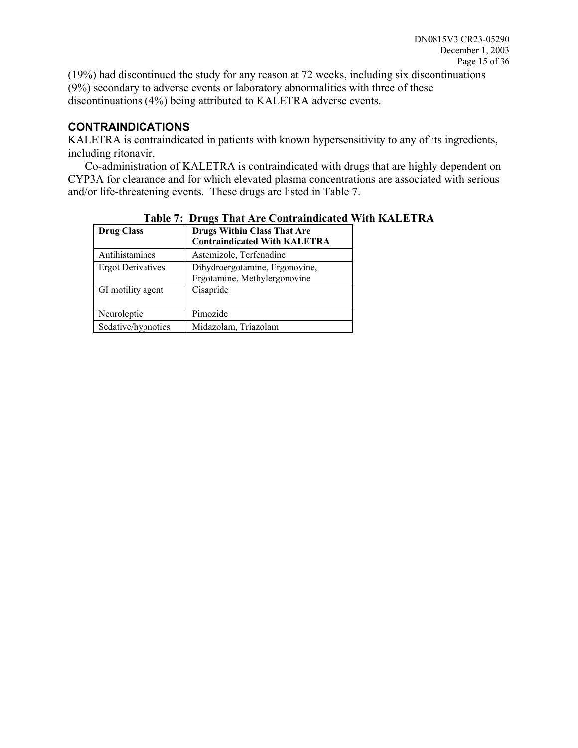(19%) had discontinued the study for any reason at 72 weeks, including six discontinuations (9%) secondary to adverse events or laboratory abnormalities with three of these discontinuations (4%) being attributed to KALETRA adverse events.

## CONTRAINDICATIONS

KALETRA is contraindicated in patients with known hypersensitivity to any of its ingredients, including ritonavir.

Co-administration of KALETRA is contraindicated with drugs that are highly dependent on CYP3A for clearance and for which elevated plasma concentrations are associated with serious and/or life-threatening events. These drugs are listed in Table 7.

**Table 7: Drugs That Are Contraindicated With KALETRA**

| Drug Class | Drugs Within Class That Are Contraindicated With KALETRA |
|---|---|
| Antihistamines | Astemizole, Terfenadine |
| Ergot Derivatives | Dihydroergotamine, Ergonovine, Ergotamine, Methylergonovine |
| GI motility agent | Cisapride |
| Neuroleptic | Pimozide |
| Sedative/hypnotics | Midazolam, Triazolam |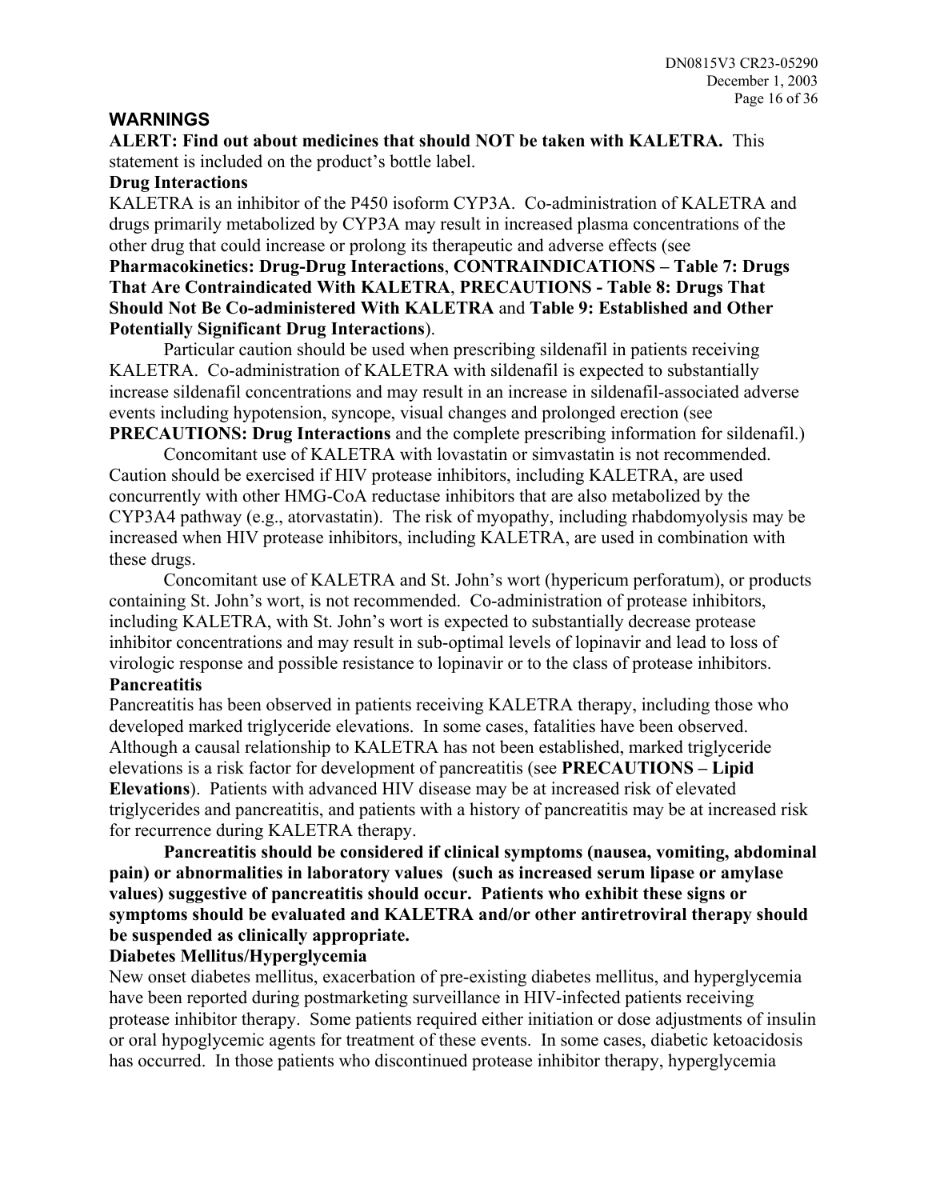## WARNINGS

**ALERT: Find out about medicines that should NOT be taken with KALETRA.** This statement is included on the product's bottle label.

### Drug Interactions

KALETRA is an inhibitor of the P450 isoform CYP3A. Co-administration of KALETRA and drugs primarily metabolized by CYP3A may result in increased plasma concentrations of the other drug that could increase or prolong its therapeutic and adverse effects (see **Pharmacokinetics: Drug-Drug Interactions**, **CONTRAINDICATIONS – Table 7: Drugs That Are Contraindicated With KALETRA**, **PRECAUTIONS - Table 8: Drugs That Should Not Be Co-administered With KALETRA** and **Table 9: Established and Other Potentially Significant Drug Interactions**).

Particular caution should be used when prescribing sildenafil in patients receiving KALETRA. Co-administration of KALETRA with sildenafil is expected to substantially increase sildenafil concentrations and may result in an increase in sildenafil-associated adverse events including hypotension, syncope, visual changes and prolonged erection (see **PRECAUTIONS: Drug Interactions** and the complete prescribing information for sildenafil.)

Concomitant use of KALETRA with lovastatin or simvastatin is not recommended. Caution should be exercised if HIV protease inhibitors, including KALETRA, are used concurrently with other HMG-CoA reductase inhibitors that are also metabolized by the CYP3A4 pathway (e.g., atorvastatin). The risk of myopathy, including rhabdomyolysis may be increased when HIV protease inhibitors, including KALETRA, are used in combination with these drugs.

Concomitant use of KALETRA and St. John's wort (hypericum perforatum), or products containing St. John's wort, is not recommended. Co-administration of protease inhibitors, including KALETRA, with St. John's wort is expected to substantially decrease protease inhibitor concentrations and may result in sub-optimal levels of lopinavir and lead to loss of virologic response and possible resistance to lopinavir or to the class of protease inhibitors.

### Pancreatitis

Pancreatitis has been observed in patients receiving KALETRA therapy, including those who developed marked triglyceride elevations. In some cases, fatalities have been observed. Although a causal relationship to KALETRA has not been established, marked triglyceride elevations is a risk factor for development of pancreatitis (see **PRECAUTIONS – Lipid Elevations**). Patients with advanced HIV disease may be at increased risk of elevated triglycerides and pancreatitis, and patients with a history of pancreatitis may be at increased risk for recurrence during KALETRA therapy.

**Pancreatitis should be considered if clinical symptoms (nausea, vomiting, abdominal pain) or abnormalities in laboratory values (such as increased serum lipase or amylase values) suggestive of pancreatitis should occur. Patients who exhibit these signs or symptoms should be evaluated and KALETRA and/or other antiretroviral therapy should be suspended as clinically appropriate.**

### Diabetes Mellitus/Hyperglycemia

New onset diabetes mellitus, exacerbation of pre-existing diabetes mellitus, and hyperglycemia have been reported during postmarketing surveillance in HIV-infected patients receiving protease inhibitor therapy. Some patients required either initiation or dose adjustments of insulin or oral hypoglycemic agents for treatment of these events. In some cases, diabetic ketoacidosis has occurred. In those patients who discontinued protease inhibitor therapy, hyperglycemia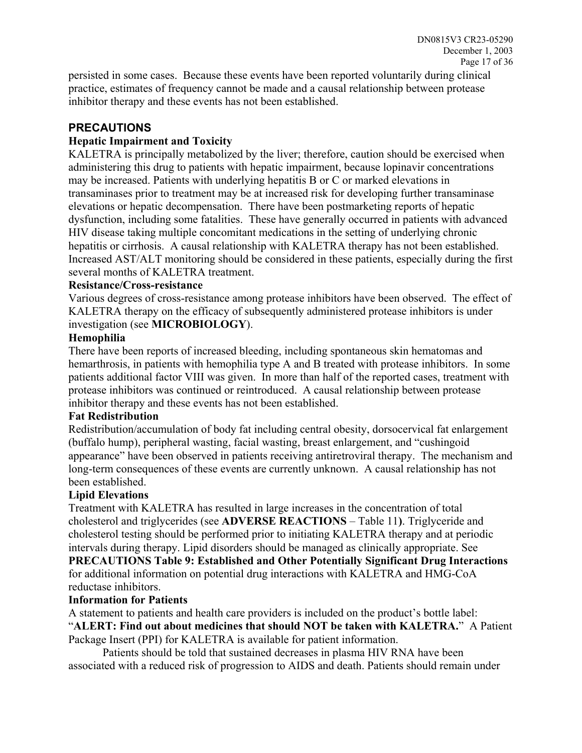persisted in some cases. Because these events have been reported voluntarily during clinical practice, estimates of frequency cannot be made and a causal relationship between protease inhibitor therapy and these events has not been established.

## PRECAUTIONS

### Hepatic Impairment and Toxicity

KALETRA is principally metabolized by the liver; therefore, caution should be exercised when administering this drug to patients with hepatic impairment, because lopinavir concentrations may be increased. Patients with underlying hepatitis B or C or marked elevations in transaminases prior to treatment may be at increased risk for developing further transaminase elevations or hepatic decompensation. There have been postmarketing reports of hepatic dysfunction, including some fatalities. These have generally occurred in patients with advanced HIV disease taking multiple concomitant medications in the setting of underlying chronic hepatitis or cirrhosis. A causal relationship with KALETRA therapy has not been established. Increased AST/ALT monitoring should be considered in these patients, especially during the first several months of KALETRA treatment.

### Resistance/Cross-resistance

Various degrees of cross-resistance among protease inhibitors have been observed. The effect of KALETRA therapy on the efficacy of subsequently administered protease inhibitors is under investigation (see **MICROBIOLOGY**).

### Hemophilia

There have been reports of increased bleeding, including spontaneous skin hematomas and hemarthrosis, in patients with hemophilia type A and B treated with protease inhibitors. In some patients additional factor VIII was given. In more than half of the reported cases, treatment with protease inhibitors was continued or reintroduced. A causal relationship between protease inhibitor therapy and these events has not been established.

### Fat Redistribution

Redistribution/accumulation of body fat including central obesity, dorsocervical fat enlargement (buffalo hump), peripheral wasting, facial wasting, breast enlargement, and "cushingoid appearance" have been observed in patients receiving antiretroviral therapy. The mechanism and long-term consequences of these events are currently unknown. A causal relationship has not been established.

### Lipid Elevations

Treatment with KALETRA has resulted in large increases in the concentration of total cholesterol and triglycerides (see **ADVERSE REACTIONS** – Table 11**)**. Triglyceride and cholesterol testing should be performed prior to initiating KALETRA therapy and at periodic intervals during therapy. Lipid disorders should be managed as clinically appropriate. See **PRECAUTIONS Table 9: Established and Other Potentially Significant Drug Interactions** for additional information on potential drug interactions with KALETRA and HMG-CoA reductase inhibitors.

### Information for Patients

A statement to patients and health care providers is included on the product's bottle label: "**ALERT: Find out about medicines that should NOT be taken with KALETRA.**" A Patient Package Insert (PPI) for KALETRA is available for patient information.

Patients should be told that sustained decreases in plasma HIV RNA have been associated with a reduced risk of progression to AIDS and death. Patients should remain under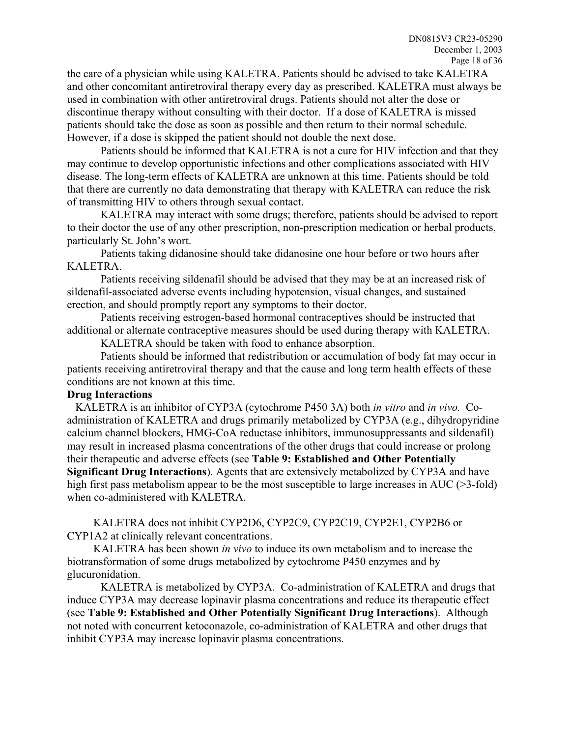the care of a physician while using KALETRA. Patients should be advised to take KALETRA and other concomitant antiretroviral therapy every day as prescribed. KALETRA must always be used in combination with other antiretroviral drugs. Patients should not alter the dose or discontinue therapy without consulting with their doctor. If a dose of KALETRA is missed patients should take the dose as soon as possible and then return to their normal schedule. However, if a dose is skipped the patient should not double the next dose.

Patients should be informed that KALETRA is not a cure for HIV infection and that they may continue to develop opportunistic infections and other complications associated with HIV disease. The long-term effects of KALETRA are unknown at this time. Patients should be told that there are currently no data demonstrating that therapy with KALETRA can reduce the risk of transmitting HIV to others through sexual contact.

KALETRA may interact with some drugs; therefore, patients should be advised to report to their doctor the use of any other prescription, non-prescription medication or herbal products, particularly St. John's wort.

Patients taking didanosine should take didanosine one hour before or two hours after KALETRA.

Patients receiving sildenafil should be advised that they may be at an increased risk of sildenafil-associated adverse events including hypotension, visual changes, and sustained erection, and should promptly report any symptoms to their doctor.

Patients receiving estrogen-based hormonal contraceptives should be instructed that additional or alternate contraceptive measures should be used during therapy with KALETRA.

KALETRA should be taken with food to enhance absorption.

Patients should be informed that redistribution or accumulation of body fat may occur in patients receiving antiretroviral therapy and that the cause and long term health effects of these conditions are not known at this time.

**Drug Interactions**

KALETRA is an inhibitor of CYP3A (cytochrome P450 3A) both *in vitro* and *in vivo.* Co-administration of KALETRA and drugs primarily metabolized by CYP3A (e.g., dihydropyridine calcium channel blockers, HMG-CoA reductase inhibitors, immunosuppressants and sildenafil) may result in increased plasma concentrations of the other drugs that could increase or prolong their therapeutic and adverse effects (see **Table 9: Established and Other Potentially Significant Drug Interactions**). Agents that are extensively metabolized by CYP3A and have high first pass metabolism appear to be the most susceptible to large increases in AUC (>3-fold) when co-administered with KALETRA.

KALETRA does not inhibit CYP2D6, CYP2C9, CYP2C19, CYP2E1, CYP2B6 or CYP1A2 at clinically relevant concentrations.

KALETRA has been shown *in vivo* to induce its own metabolism and to increase the biotransformation of some drugs metabolized by cytochrome P450 enzymes and by glucuronidation.

KALETRA is metabolized by CYP3A. Co-administration of KALETRA and drugs that induce CYP3A may decrease lopinavir plasma concentrations and reduce its therapeutic effect (see **Table 9: Established and Other Potentially Significant Drug Interactions**). Although not noted with concurrent ketoconazole, co-administration of KALETRA and other drugs that inhibit CYP3A may increase lopinavir plasma concentrations.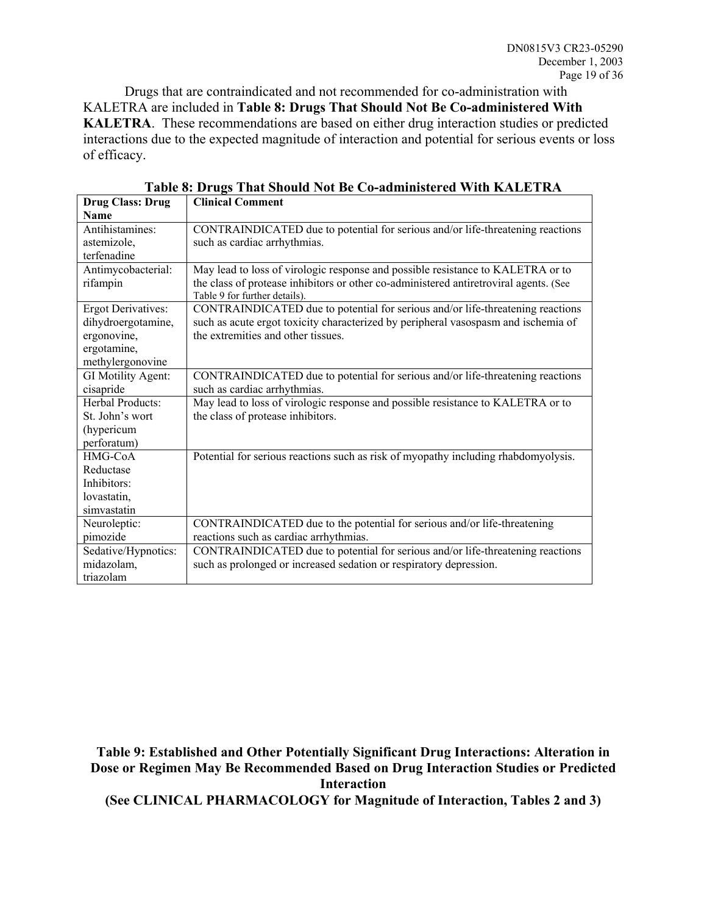Drugs that are contraindicated and not recommended for co-administration with KALETRA are included in **Table 8: Drugs That Should Not Be Co-administered With KALETRA**. These recommendations are based on either drug interaction studies or predicted interactions due to the expected magnitude of interaction and potential for serious events or loss of efficacy.

**Table 8: Drugs That Should Not Be Co-administered With KALETRA**

| **Drug Class: Drug Name** | **Clinical Comment** |
|---|---|
| Antihistamines: astemizole, terfenadine | CONTRAINDICATED due to potential for serious and/or life-threatening reactions such as cardiac arrhythmias. |
| Antimycobacterial: rifampin | May lead to loss of virologic response and possible resistance to KALETRA or to the class of protease inhibitors or other co-administered antiretroviral agents. (See Table 9 for further details). |
| Ergot Derivatives: dihydroergotamine, ergonovine, ergotamine, methylergonovine | CONTRAINDICATED due to potential for serious and/or life-threatening reactions such as acute ergot toxicity characterized by peripheral vasospasm and ischemia of the extremities and other tissues. |
| GI Motility Agent: cisapride | CONTRAINDICATED due to potential for serious and/or life-threatening reactions such as cardiac arrhythmias. |
| Herbal Products: St. John's wort (hypericum perforatum) | May lead to loss of virologic response and possible resistance to KALETRA or to the class of protease inhibitors. |
| HMG-CoA Reductase Inhibitors: lovastatin, simvastatin | Potential for serious reactions such as risk of myopathy including rhabdomyolysis. |
| Neuroleptic: pimozide | CONTRAINDICATED due to the potential for serious and/or life-threatening reactions such as cardiac arrhythmias. |
| Sedative/Hypnotics: midazolam, triazolam | CONTRAINDICATED due to potential for serious and/or life-threatening reactions such as prolonged or increased sedation or respiratory depression. |

**Table 9: Established and Other Potentially Significant Drug Interactions: Alteration in Dose or Regimen May Be Recommended Based on Drug Interaction Studies or Predicted Interaction**
**(See CLINICAL PHARMACOLOGY for Magnitude of Interaction, Tables 2 and 3)**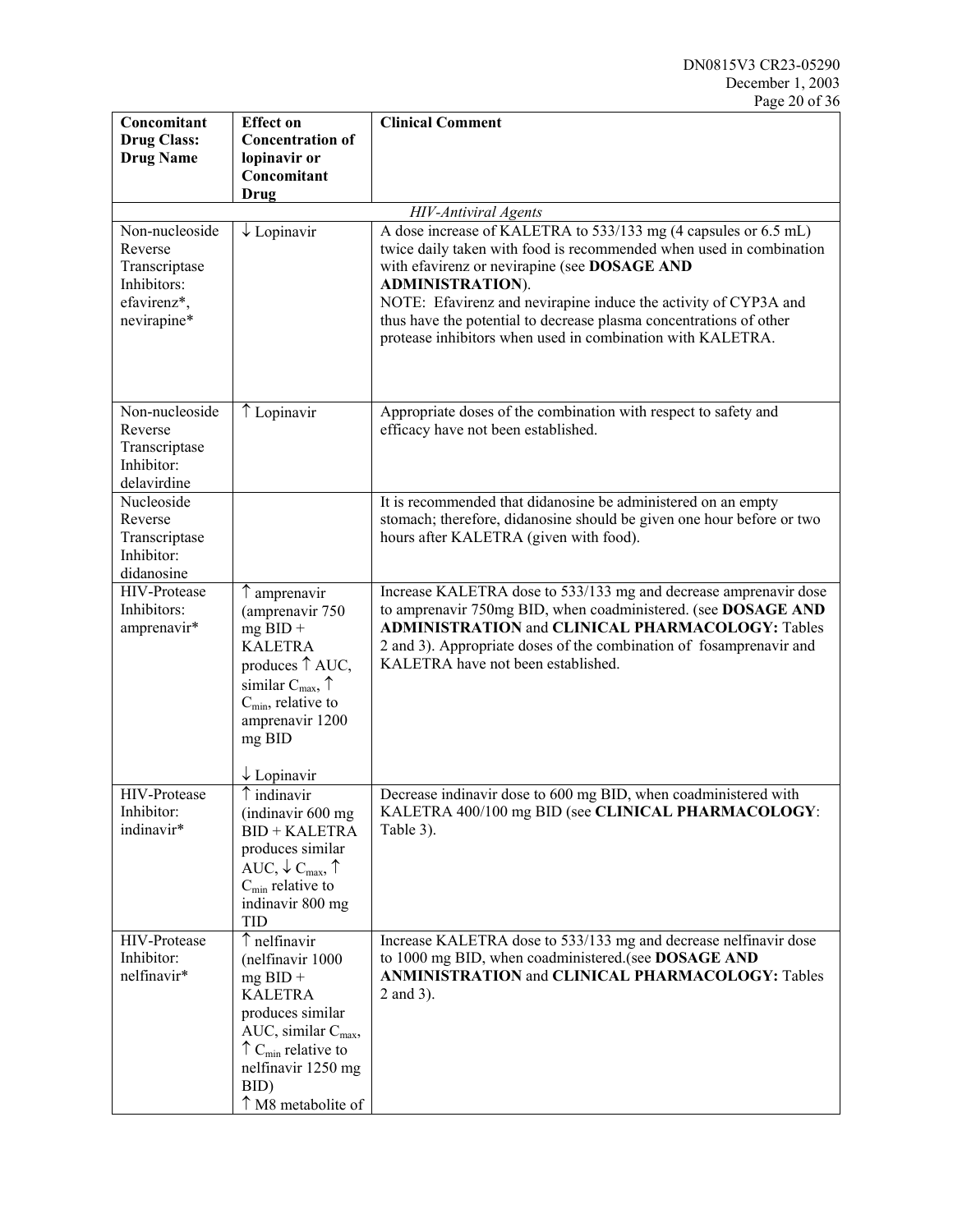| Concomitant Drug Class: Drug Name | Effect on Concentration of lopinavir or Concomitant Drug | Clinical Comment |
|---|---|---|
| | | *HIV-Antiviral Agents* |
| Non-nucleoside Reverse Transcriptase Inhibitors: efavirenz*, nevirapine* | ↓ Lopinavir | A dose increase of KALETRA to 533/133 mg (4 capsules or 6.5 mL) twice daily taken with food is recommended when used in combination with efavirenz or nevirapine (see **DOSAGE AND ADMINISTRATION**).<br>NOTE: Efavirenz and nevirapine induce the activity of CYP3A and thus have the potential to decrease plasma concentrations of other protease inhibitors when used in combination with KALETRA. |
| Non-nucleoside Reverse Transcriptase Inhibitor: delavirdine | ↑ Lopinavir | Appropriate doses of the combination with respect to safety and efficacy have not been established. |
| Nucleoside Reverse Transcriptase Inhibitor: didanosine | | It is recommended that didanosine be administered on an empty stomach; therefore, didanosine should be given one hour before or two hours after KALETRA (given with food). |
| HIV-Protease Inhibitors: amprenavir* | ↑ amprenavir (amprenavir 750 mg BID + KALETRA produces ↑ AUC, similar $C_{max}$, ↑ $C_{min}$, relative to amprenavir 1200 mg BID<br><br>↓ Lopinavir | Increase KALETRA dose to 533/133 mg and decrease amprenavir dose to amprenavir 750mg BID, when coadministered. (see **DOSAGE AND ADMINISTRATION** and **CLINICAL PHARMACOLOGY:** Tables 2 and 3). Appropriate doses of the combination of fosamprenavir and KALETRA have not been established. |
| HIV-Protease Inhibitor: indinavir* | ↑ indinavir (indinavir 600 mg BID + KALETRA produces similar AUC, ↓ $C_{max}$, ↑ $C_{min}$ relative to indinavir 800 mg TID | Decrease indinavir dose to 600 mg BID, when coadministered with KALETRA 400/100 mg BID (see **CLINICAL PHARMACOLOGY**: Table 3). |
| HIV-Protease Inhibitor: nelfinavir* | ↑ nelfinavir (nelfinavir 1000 mg BID + KALETRA produces similar AUC, similar $C_{max}$, ↑ $C_{min}$ relative to nelfinavir 1250 mg BID)<br>↑ M8 metabolite of | Increase KALETRA dose to 533/133 mg and decrease nelfinavir dose to 1000 mg BID, when coadministered.(see **DOSAGE AND ANMINISTRATION** and **CLINICAL PHARMACOLOGY:** Tables 2 and 3). |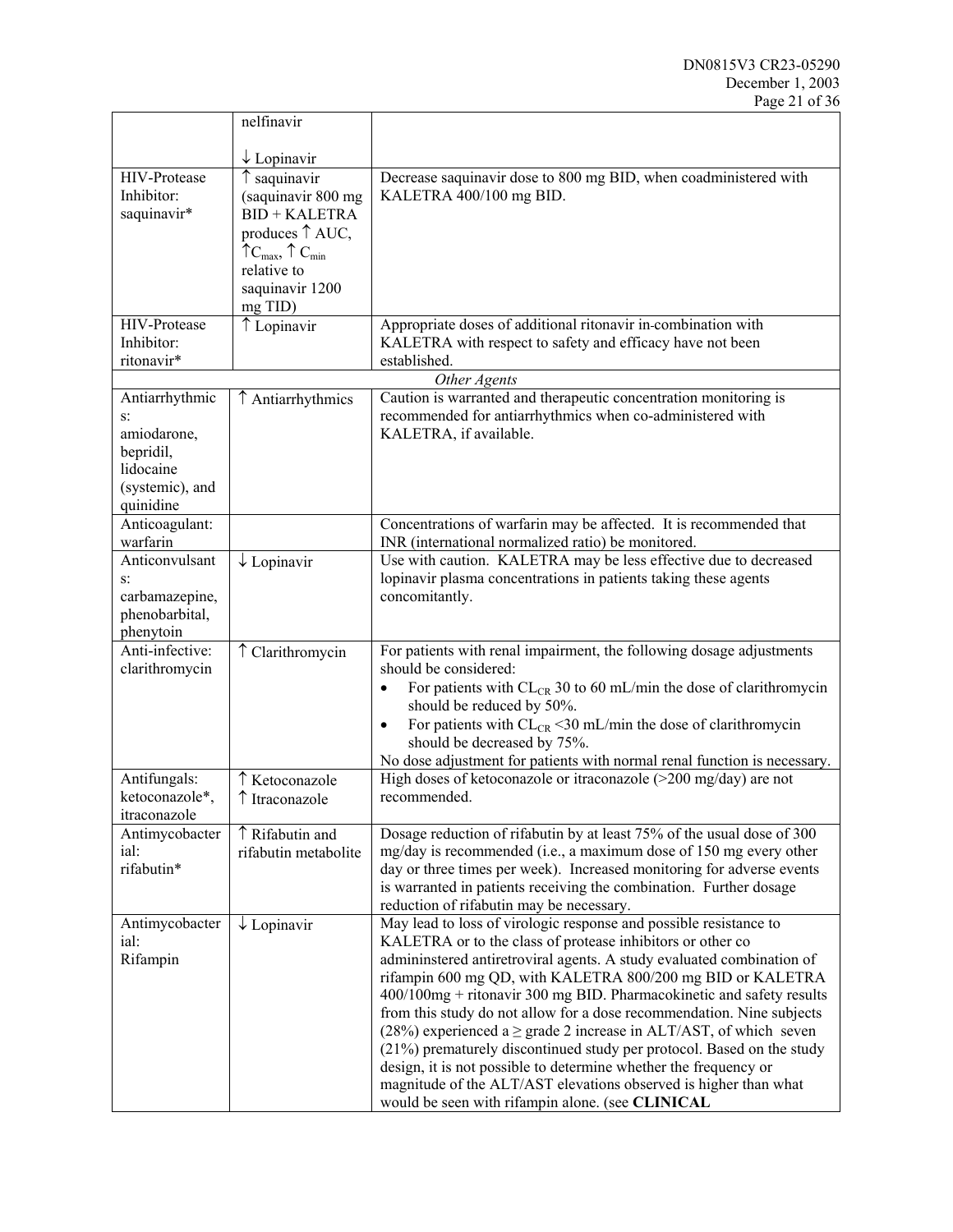| | | |
|---|---|---|
| | nelfinavir<br><br>↓ Lopinavir | |
| HIV-Protease Inhibitor: saquinavir* | ↑ saquinavir (saquinavir 800 mg BID + KALETRA produces ↑ AUC, ↑ $C_{max}$, ↑ $C_{min}$ relative to saquinavir 1200 mg TID) | Decrease saquinavir dose to 800 mg BID, when coadministered with KALETRA 400/100 mg BID. |
| HIV-Protease Inhibitor: ritonavir* | ↑ Lopinavir | Appropriate doses of additional ritonavir in combination with KALETRA with respect to safety and efficacy have not been established. |
| | | *Other Agents* |
| Antiarrhythmics: amiodarone, bepridil, lidocaine (systemic), and quinidine | ↑ Antiarrhythmics | Caution is warranted and therapeutic concentration monitoring is recommended for antiarrhythmics when co-administered with KALETRA, if available. |
| Anticoagulant: warfarin | | Concentrations of warfarin may be affected. It is recommended that INR (international normalized ratio) be monitored. |
| Anticonvulsants: carbamazepine, phenobarbital, phenytoin | ↓ Lopinavir | Use with caution. KALETRA may be less effective due to decreased lopinavir plasma concentrations in patients taking these agents concomitantly. |
| Anti-infective: clarithromycin | ↑ Clarithromycin | For patients with renal impairment, the following dosage adjustments should be considered:<br>• For patients with $CL_{CR}$ 30 to 60 mL/min the dose of clarithromycin should be reduced by 50%.<br>• For patients with $CL_{CR}$ <30 mL/min the dose of clarithromycin should be decreased by 75%.<br>No dose adjustment for patients with normal renal function is necessary. |
| Antifungals: ketoconazole*, itraconazole | ↑ Ketoconazole<br>↑ Itraconazole | High doses of ketoconazole or itraconazole (>200 mg/day) are not recommended. |
| Antimycobacterial: rifabutin* | ↑ Rifabutin and rifabutin metabolite | Dosage reduction of rifabutin by at least 75% of the usual dose of 300 mg/day is recommended (i.e., a maximum dose of 150 mg every other day or three times per week). Increased monitoring for adverse events is warranted in patients receiving the combination. Further dosage reduction of rifabutin may be necessary. |
| Antimycobacterial: Rifampin | ↓ Lopinavir | May lead to loss of virologic response and possible resistance to KALETRA or to the class of protease inhibitors or other co admininstered antiretroviral agents. A study evaluated combination of rifampin 600 mg QD, with KALETRA 800/200 mg BID or KALETRA 400/100mg + ritonavir 300 mg BID. Pharmacokinetic and safety results from this study do not allow for a dose recommendation. Nine subjects (28%) experienced a ≥ grade 2 increase in ALT/AST, of which seven (21%) prematurely discontinued study per protocol. Based on the study design, it is not possible to determine whether the frequency or magnitude of the ALT/AST elevations observed is higher than what would be seen with rifampin alone. (see **CLINICAL** |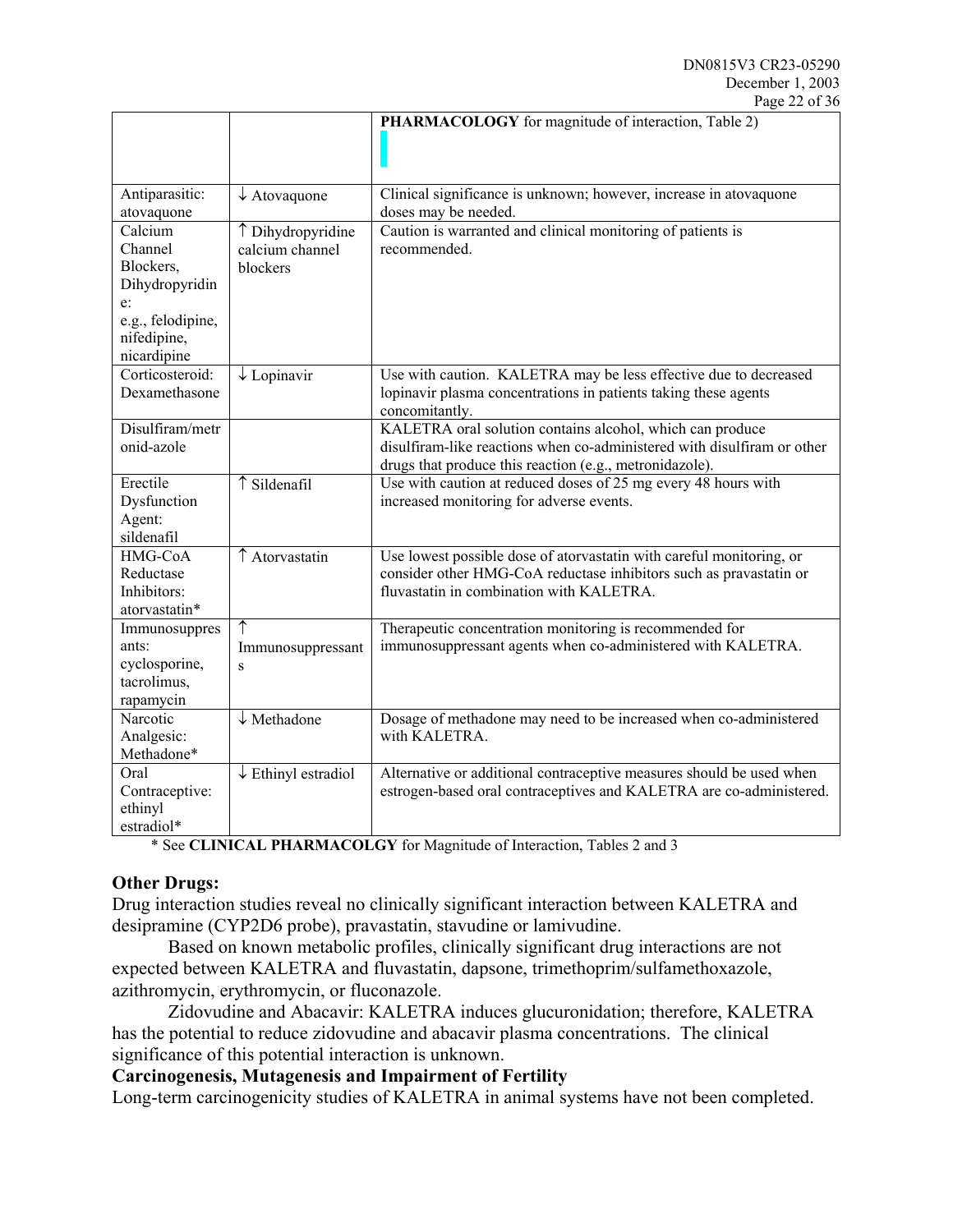| | | PHARMACOLOGY for magnitude of interaction, Table 2) |
|---|---|---|
| Antiparasitic: atovaquone | ↓ Atovaquone | Clinical significance is unknown; however, increase in atovaquone doses may be needed. |
| Calcium Channel Blockers, Dihydropyridine: e.g., felodipine, nifedipine, nicardipine | ↑ Dihydropyridine calcium channel blockers | Caution is warranted and clinical monitoring of patients is recommended. |
| Corticosteroid: Dexamethasone | ↓ Lopinavir | Use with caution. KALETRA may be less effective due to decreased lopinavir plasma concentrations in patients taking these agents concomitantly. |
| Disulfiram/metronid-azole | | KALETRA oral solution contains alcohol, which can produce disulfiram-like reactions when co-administered with disulfiram or other drugs that produce this reaction (e.g., metronidazole). |
| Erectile Dysfunction Agent: sildenafil | ↑ Sildenafil | Use with caution at reduced doses of 25 mg every 48 hours with increased monitoring for adverse events. |
| HMG-CoA Reductase Inhibitors: atorvastatin* | ↑ Atorvastatin | Use lowest possible dose of atorvastatin with careful monitoring, or consider other HMG-CoA reductase inhibitors such as pravastatin or fluvastatin in combination with KALETRA. |
| Immunosuppressants: cyclosporine, tacrolimus, rapamycin | ↑ Immunosuppressants | Therapeutic concentration monitoring is recommended for immunosuppressant agents when co-administered with KALETRA. |
| Narcotic Analgesic: Methadone* | ↓ Methadone | Dosage of methadone may need to be increased when co-administered with KALETRA. |
| Oral Contraceptive: ethinyl estradiol* | ↓ Ethinyl estradiol | Alternative or additional contraceptive measures should be used when estrogen-based oral contraceptives and KALETRA are co-administered. |

\* See **CLINICAL PHARMACOLGY** for Magnitude of Interaction, Tables 2 and 3

**Other Drugs:**

Drug interaction studies reveal no clinically significant interaction between KALETRA and desipramine (CYP2D6 probe), pravastatin, stavudine or lamivudine.

Based on known metabolic profiles, clinically significant drug interactions are not expected between KALETRA and fluvastatin, dapsone, trimethoprim/sulfamethoxazole, azithromycin, erythromycin, or fluconazole.

Zidovudine and Abacavir: KALETRA induces glucuronidation; therefore, KALETRA has the potential to reduce zidovudine and abacavir plasma concentrations. The clinical significance of this potential interaction is unknown.

**Carcinogenesis, Mutagenesis and Impairment of Fertility**

Long-term carcinogenicity studies of KALETRA in animal systems have not been completed.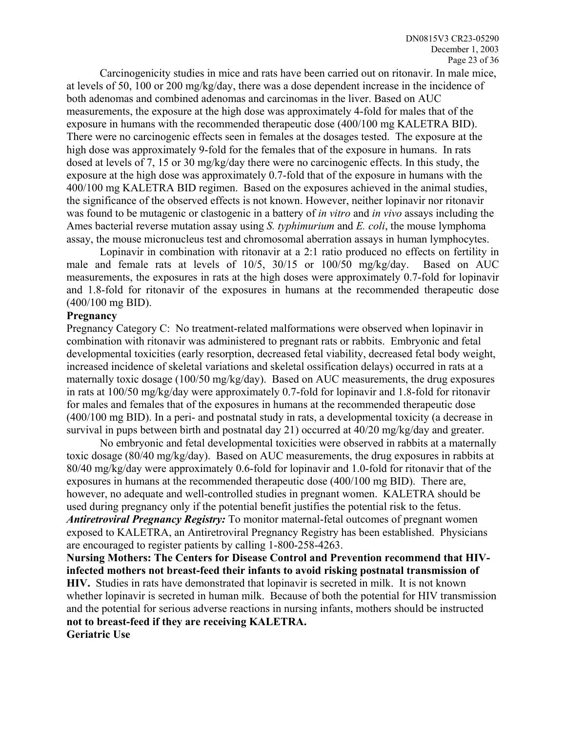Carcinogenicity studies in mice and rats have been carried out on ritonavir. In male mice, at levels of 50, 100 or 200 mg/kg/day, there was a dose dependent increase in the incidence of both adenomas and combined adenomas and carcinomas in the liver. Based on AUC measurements, the exposure at the high dose was approximately 4-fold for males that of the exposure in humans with the recommended therapeutic dose (400/100 mg KALETRA BID). There were no carcinogenic effects seen in females at the dosages tested. The exposure at the high dose was approximately 9-fold for the females that of the exposure in humans. In rats dosed at levels of 7, 15 or 30 mg/kg/day there were no carcinogenic effects. In this study, the exposure at the high dose was approximately 0.7-fold that of the exposure in humans with the 400/100 mg KALETRA BID regimen. Based on the exposures achieved in the animal studies, the significance of the observed effects is not known. However, neither lopinavir nor ritonavir was found to be mutagenic or clastogenic in a battery of *in vitro* and *in vivo* assays including the Ames bacterial reverse mutation assay using *S. typhimurium* and *E. coli*, the mouse lymphoma assay, the mouse micronucleus test and chromosomal aberration assays in human lymphocytes.

Lopinavir in combination with ritonavir at a 2:1 ratio produced no effects on fertility in male and female rats at levels of 10/5, 30/15 or 100/50 mg/kg/day. Based on AUC measurements, the exposures in rats at the high doses were approximately 0.7-fold for lopinavir and 1.8-fold for ritonavir of the exposures in humans at the recommended therapeutic dose (400/100 mg BID).

**Pregnancy**

Pregnancy Category C: No treatment-related malformations were observed when lopinavir in combination with ritonavir was administered to pregnant rats or rabbits. Embryonic and fetal developmental toxicities (early resorption, decreased fetal viability, decreased fetal body weight, increased incidence of skeletal variations and skeletal ossification delays) occurred in rats at a maternally toxic dosage (100/50 mg/kg/day). Based on AUC measurements, the drug exposures in rats at 100/50 mg/kg/day were approximately 0.7-fold for lopinavir and 1.8-fold for ritonavir for males and females that of the exposures in humans at the recommended therapeutic dose (400/100 mg BID). In a peri- and postnatal study in rats, a developmental toxicity (a decrease in survival in pups between birth and postnatal day 21) occurred at 40/20 mg/kg/day and greater.

No embryonic and fetal developmental toxicities were observed in rabbits at a maternally toxic dosage (80/40 mg/kg/day). Based on AUC measurements, the drug exposures in rabbits at 80/40 mg/kg/day were approximately 0.6-fold for lopinavir and 1.0-fold for ritonavir that of the exposures in humans at the recommended therapeutic dose (400/100 mg BID). There are, however, no adequate and well-controlled studies in pregnant women. KALETRA should be used during pregnancy only if the potential benefit justifies the potential risk to the fetus.

***Antiretroviral Pregnancy Registry:*** To monitor maternal-fetal outcomes of pregnant women exposed to KALETRA, an Antiretroviral Pregnancy Registry has been established. Physicians are encouraged to register patients by calling 1-800-258-4263.

**Nursing Mothers: The Centers for Disease Control and Prevention recommend that HIV-infected mothers not breast-feed their infants to avoid risking postnatal transmission of HIV.** Studies in rats have demonstrated that lopinavir is secreted in milk. It is not known whether lopinavir is secreted in human milk. Because of both the potential for HIV transmission and the potential for serious adverse reactions in nursing infants, mothers should be instructed **not to breast-feed if they are receiving KALETRA.**

**Geriatric Use**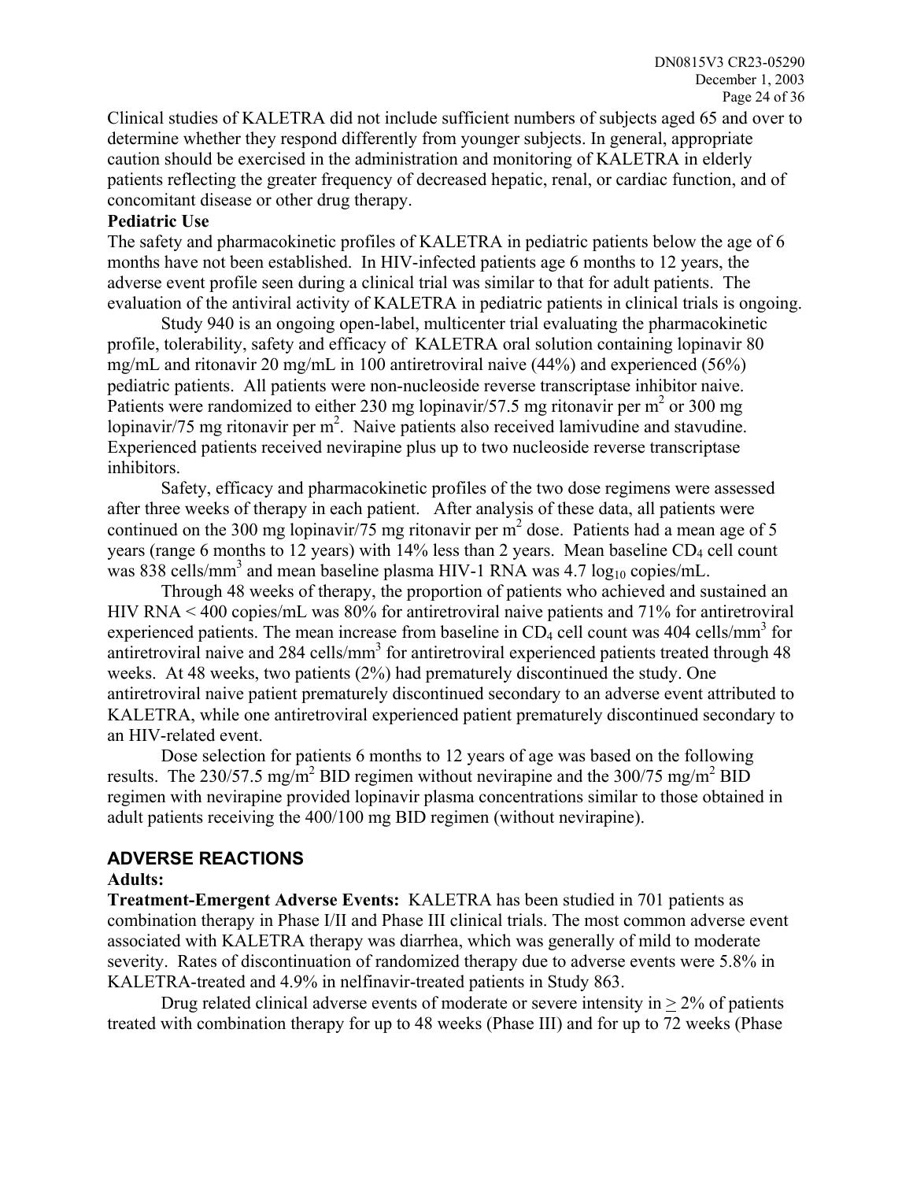Clinical studies of KALETRA did not include sufficient numbers of subjects aged 65 and over to determine whether they respond differently from younger subjects. In general, appropriate caution should be exercised in the administration and monitoring of KALETRA in elderly patients reflecting the greater frequency of decreased hepatic, renal, or cardiac function, and of concomitant disease or other drug therapy.

**Pediatric Use**

The safety and pharmacokinetic profiles of KALETRA in pediatric patients below the age of 6 months have not been established. In HIV-infected patients age 6 months to 12 years, the adverse event profile seen during a clinical trial was similar to that for adult patients. The evaluation of the antiviral activity of KALETRA in pediatric patients in clinical trials is ongoing.

Study 940 is an ongoing open-label, multicenter trial evaluating the pharmacokinetic profile, tolerability, safety and efficacy of KALETRA oral solution containing lopinavir 80 mg/mL and ritonavir 20 mg/mL in 100 antiretroviral naive (44%) and experienced (56%) pediatric patients. All patients were non-nucleoside reverse transcriptase inhibitor naive. Patients were randomized to either 230 mg lopinavir/57.5 mg ritonavir per $m^2$ or 300 mg lopinavir/75 mg ritonavir per $m^2$. Naive patients also received lamivudine and stavudine. Experienced patients received nevirapine plus up to two nucleoside reverse transcriptase inhibitors.

Safety, efficacy and pharmacokinetic profiles of the two dose regimens were assessed after three weeks of therapy in each patient. After analysis of these data, all patients were continued on the 300 mg lopinavir/75 mg ritonavir per $m^2$ dose. Patients had a mean age of 5 years (range 6 months to 12 years) with 14% less than 2 years. Mean baseline $CD_4$ cell count was 838 cells/$mm^3$ and mean baseline plasma HIV-1 RNA was 4.7 $\log_{10}$ copies/mL.

Through 48 weeks of therapy, the proportion of patients who achieved and sustained an HIV RNA < 400 copies/mL was 80% for antiretroviral naive patients and 71% for antiretroviral experienced patients. The mean increase from baseline in $CD_4$ cell count was 404 cells/$mm^3$ for antiretroviral naive and 284 cells/$mm^3$ for antiretroviral experienced patients treated through 48 weeks. At 48 weeks, two patients (2%) had prematurely discontinued the study. One antiretroviral naive patient prematurely discontinued secondary to an adverse event attributed to KALETRA, while one antiretroviral experienced patient prematurely discontinued secondary to an HIV-related event.

Dose selection for patients 6 months to 12 years of age was based on the following results. The 230/57.5 mg/$m^2$ BID regimen without nevirapine and the 300/75 mg/$m^2$ BID regimen with nevirapine provided lopinavir plasma concentrations similar to those obtained in adult patients receiving the 400/100 mg BID regimen (without nevirapine).

## ADVERSE REACTIONS

**Adults:**

**Treatment-Emergent Adverse Events:** KALETRA has been studied in 701 patients as combination therapy in Phase I/II and Phase III clinical trials. The most common adverse event associated with KALETRA therapy was diarrhea, which was generally of mild to moderate severity. Rates of discontinuation of randomized therapy due to adverse events were 5.8% in KALETRA-treated and 4.9% in nelfinavir-treated patients in Study 863.

Drug related clinical adverse events of moderate or severe intensity in $\geq$ 2% of patients treated with combination therapy for up to 48 weeks (Phase III) and for up to 72 weeks (Phase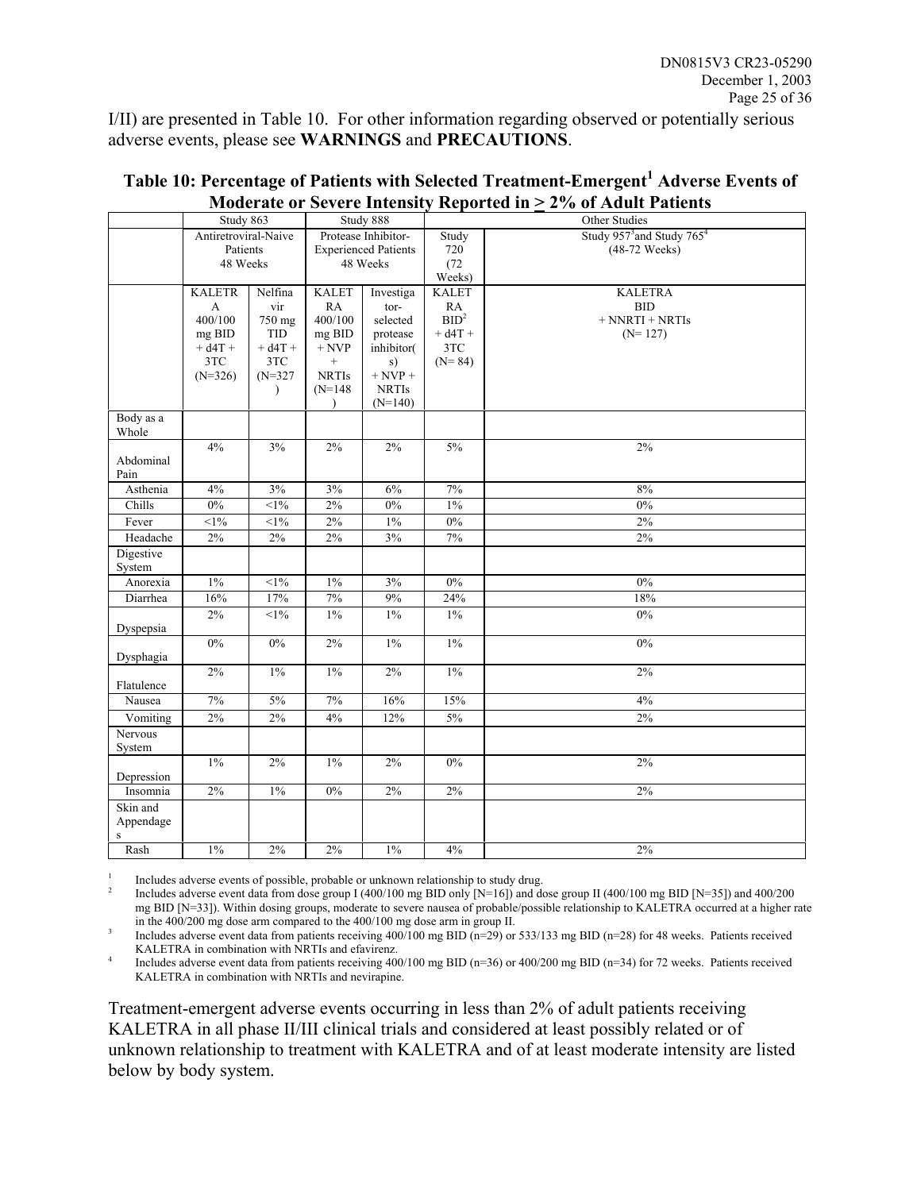I/II) are presented in Table 10. For other information regarding observed or potentially serious adverse events, please see **WARNINGS** and **PRECAUTIONS**.

**Table 10: Percentage of Patients with Selected Treatment-Emergent[1] Adverse Events of Moderate or Severe Intensity Reported in ≥ 2% of Adult Patients**

| | Study 863 | | Study 888 | | Other Studies | |
|---|---|---|---|---|---|---|
| | Antiretroviral-Naive Patients 48 Weeks | | Protease Inhibitor-Experienced Patients 48 Weeks | | Study 720 (72 Weeks) | Study 957[3] and Study 765[4] (48-72 Weeks) |
| | KALETRA 400/100 mg BID + d4T + 3TC (N=326) | Nelfinavir 750 mg TID + d4T + 3TC (N=327) | KALETRA 400/100 mg BID + NVP + NRTIs (N=148) | Investigator-selected protease inhibitor(s) + NVP + NRTIs (N=140) | KALETRA BID[2] + d4T + 3TC (N= 84) | KALETRA BID + NNRTI + NRTIs (N= 127) |
| **Body as a Whole** | | | | | | |
| Abdominal Pain | 4% | 3% | 2% | 2% | 5% | 2% |
| Asthenia | 4% | 3% | 3% | 6% | 7% | 8% |
| Chills | 0% | <1% | 2% | 0% | 1% | 0% |
| Fever | <1% | <1% | 2% | 1% | 0% | 2% |
| Headache | 2% | 2% | 2% | 3% | 7% | 2% |
| **Digestive System** | | | | | | |
| Anorexia | 1% | <1% | 1% | 3% | 0% | 0% |
| Diarrhea | 16% | 17% | 7% | 9% | 24% | 18% |
| Dyspepsia | 2% | <1% | 1% | 1% | 1% | 0% |
| Dysphagia | 0% | 0% | 2% | 1% | 1% | 0% |
| Flatulence | 2% | 1% | 1% | 2% | 1% | 2% |
| Nausea | 7% | 5% | 7% | 16% | 15% | 4% |
| Vomiting | 2% | 2% | 4% | 12% | 5% | 2% |
| **Nervous System** | | | | | | |
| Depression | 1% | 2% | 1% | 2% | 0% | 2% |
| Insomnia | 2% | 1% | 0% | 2% | 2% | 2% |
| **Skin and Appendages** | | | | | | |
| Rash | 1% | 2% | 2% | 1% | 4% | 2% |

[1] Includes adverse events of possible, probable or unknown relationship to study drug.

[2] Includes adverse event data from dose group I (400/100 mg BID only [N=16]) and dose group II (400/100 mg BID [N=35]) and 400/200 mg BID [N=33]). Within dosing groups, moderate to severe nausea of probable/possible relationship to KALETRA occurred at a higher rate in the 400/200 mg dose arm compared to the 400/100 mg dose arm in group II.

[3] Includes adverse event data from patients receiving 400/100 mg BID (n=29) or 533/133 mg BID (n=28) for 48 weeks. Patients received KALETRA in combination with NRTIs and efavirenz.

[4] Includes adverse event data from patients receiving 400/100 mg BID (n=36) or 400/200 mg BID (n=34) for 72 weeks. Patients received KALETRA in combination with NRTIs and nevirapine.

Treatment-emergent adverse events occurring in less than 2% of adult patients receiving KALETRA in all phase II/III clinical trials and considered at least possibly related or of unknown relationship to treatment with KALETRA and of at least moderate intensity are listed below by body system.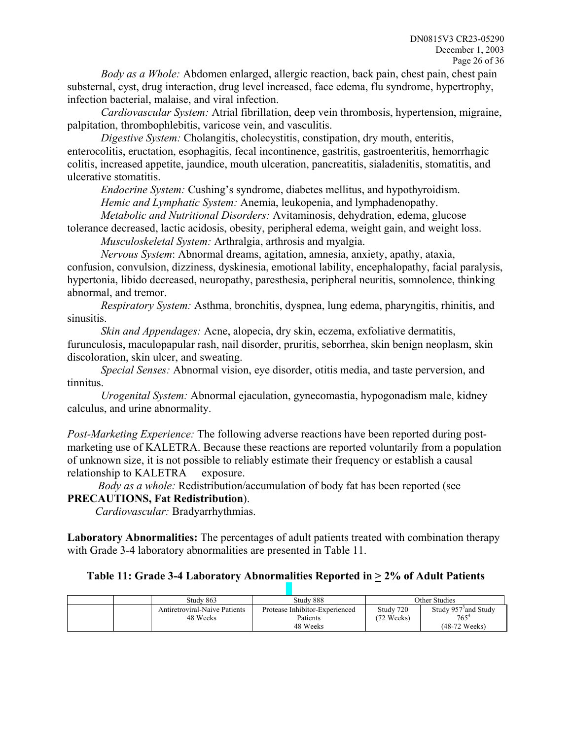*Body as a Whole:* Abdomen enlarged, allergic reaction, back pain, chest pain, chest pain substernal, cyst, drug interaction, drug level increased, face edema, flu syndrome, hypertrophy, infection bacterial, malaise, and viral infection.

*Cardiovascular System:* Atrial fibrillation, deep vein thrombosis, hypertension, migraine, palpitation, thrombophlebitis, varicose vein, and vasculitis.

*Digestive System:* Cholangitis, cholecystitis, constipation, dry mouth, enteritis, enterocolitis, eructation, esophagitis, fecal incontinence, gastritis, gastroenteritis, hemorrhagic colitis, increased appetite, jaundice, mouth ulceration, pancreatitis, sialadenitis, stomatitis, and ulcerative stomatitis.

*Endocrine System:* Cushing's syndrome, diabetes mellitus, and hypothyroidism.

*Hemic and Lymphatic System:* Anemia, leukopenia, and lymphadenopathy.

*Metabolic and Nutritional Disorders:* Avitaminosis, dehydration, edema, glucose tolerance decreased, lactic acidosis, obesity, peripheral edema, weight gain, and weight loss.

*Musculoskeletal System:* Arthralgia, arthrosis and myalgia.

*Nervous System*: Abnormal dreams, agitation, amnesia, anxiety, apathy, ataxia, confusion, convulsion, dizziness, dyskinesia, emotional lability, encephalopathy, facial paralysis, hypertonia, libido decreased, neuropathy, paresthesia, peripheral neuritis, somnolence, thinking abnormal, and tremor.

*Respiratory System:* Asthma, bronchitis, dyspnea, lung edema, pharyngitis, rhinitis, and sinusitis.

*Skin and Appendages:* Acne, alopecia, dry skin, eczema, exfoliative dermatitis, furunculosis, maculopapular rash, nail disorder, pruritis, seborrhea, skin benign neoplasm, skin discoloration, skin ulcer, and sweating.

*Special Senses:* Abnormal vision, eye disorder, otitis media, and taste perversion, and tinnitus.

*Urogenital System:* Abnormal ejaculation, gynecomastia, hypogonadism male, kidney calculus, and urine abnormality.

*Post-Marketing Experience:* The following adverse reactions have been reported during post-marketing use of KALETRA. Because these reactions are reported voluntarily from a population of unknown size, it is not possible to reliably estimate their frequency or establish a causal relationship to KALETRA exposure.

*Body as a whole:* Redistribution/accumulation of body fat has been reported (see **PRECAUTIONS, Fat Redistribution**).

*Cardiovascular:* Bradyarrhythmias.

**Laboratory Abnormalities:** The percentages of adult patients treated with combination therapy with Grade 3-4 laboratory abnormalities are presented in Table 11.

**Table 11: Grade 3-4 Laboratory Abnormalities Reported in ≥ 2% of Adult Patients**

| | | Study 863 | Study 888 | Other Studies | |
|---|---|---|---|---|---|
| | | Antiretroviral-Naive Patients 48 Weeks | Protease Inhibitor-Experienced Patients 48 Weeks | Study 720 (72 Weeks) | Study 957[3] and Study 765[4] (48-72 Weeks) |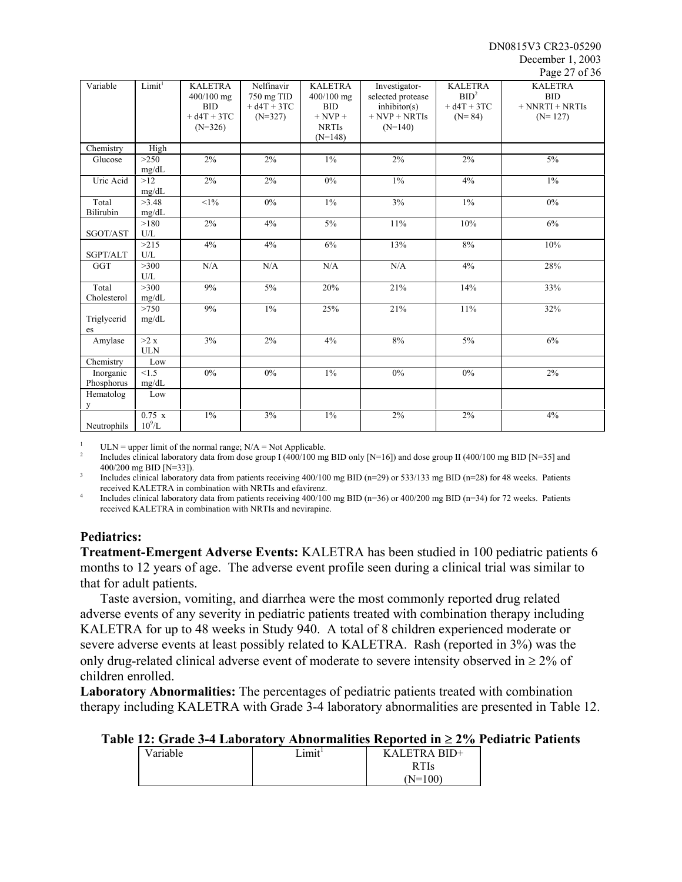| Variable | Limit[1] | KALETRA 400/100 mg BID + d4T + 3TC (N=326) | Nelfinavir 750 mg TID + d4T + 3TC (N=327) | KALETRA 400/100 mg BID + NVP + NRTIs (N=148) | Investigator-selected protease inhibitor(s) + NVP + NRTIs (N=140) | KALETRA BID[2] + d4T + 3TC (N= 84) | KALETRA BID + NNRTI + NRTIs (N= 127) |
|---|---|---|---|---|---|---|---|
| Chemistry | High | | | | | | |
| Glucose | >250 mg/dL | 2% | 2% | 1% | 2% | 2% | 5% |
| Uric Acid | >12 mg/dL | 2% | 2% | 0% | 1% | 4% | 1% |
| Total Bilirubin | >3.48 mg/dL | <1% | 0% | 1% | 3% | 1% | 0% |
| SGOT/AST | >180 U/L | 2% | 4% | 5% | 11% | 10% | 6% |
| SGPT/ALT | >215 U/L | 4% | 4% | 6% | 13% | 8% | 10% |
| GGT | >300 U/L | N/A | N/A | N/A | N/A | 4% | 28% |
| Total Cholesterol | >300 mg/dL | 9% | 5% | 20% | 21% | 14% | 33% |
| Triglycerides | >750 mg/dL | 9% | 1% | 25% | 21% | 11% | 32% |
| Amylase | >2 x ULN | 3% | 2% | 4% | 8% | 5% | 6% |
| Chemistry | Low | | | | | | |
| Inorganic Phosphorus | <1.5 mg/dL | 0% | 0% | 1% | 0% | 0% | 2% |
| Hematology | Low | | | | | | |
| Neutrophils | $0.75 \times 10^9$/L | 1% | 3% | 1% | 2% | 2% | 4% |

[1] ULN = upper limit of the normal range; N/A = Not Applicable.
[2] Includes clinical laboratory data from dose group I (400/100 mg BID only [N=16]) and dose group II (400/100 mg BID [N=35] and 400/200 mg BID [N=33]).
[3] Includes clinical laboratory data from patients receiving 400/100 mg BID (n=29) or 533/133 mg BID (n=28) for 48 weeks. Patients received KALETRA in combination with NRTIs and efavirenz.
[4] Includes clinical laboratory data from patients receiving 400/100 mg BID (n=36) or 400/200 mg BID (n=34) for 72 weeks. Patients received KALETRA in combination with NRTIs and nevirapine.

**Pediatrics:**

**Treatment-Emergent Adverse Events:** KALETRA has been studied in 100 pediatric patients 6 months to 12 years of age. The adverse event profile seen during a clinical trial was similar to that for adult patients.

Taste aversion, vomiting, and diarrhea were the most commonly reported drug related adverse events of any severity in pediatric patients treated with combination therapy including KALETRA for up to 48 weeks in Study 940. A total of 8 children experienced moderate or severe adverse events at least possibly related to KALETRA. Rash (reported in 3%) was the only drug-related clinical adverse event of moderate to severe intensity observed in ≥ 2% of children enrolled.

**Laboratory Abnormalities:** The percentages of pediatric patients treated with combination therapy including KALETRA with Grade 3-4 laboratory abnormalities are presented in Table 12.

**Table 12: Grade 3-4 Laboratory Abnormalities Reported in ≥ 2% Pediatric Patients**

| Variable | Limit[1] | KALETRA BID+ RTIs (N=100) |
|---|---|---|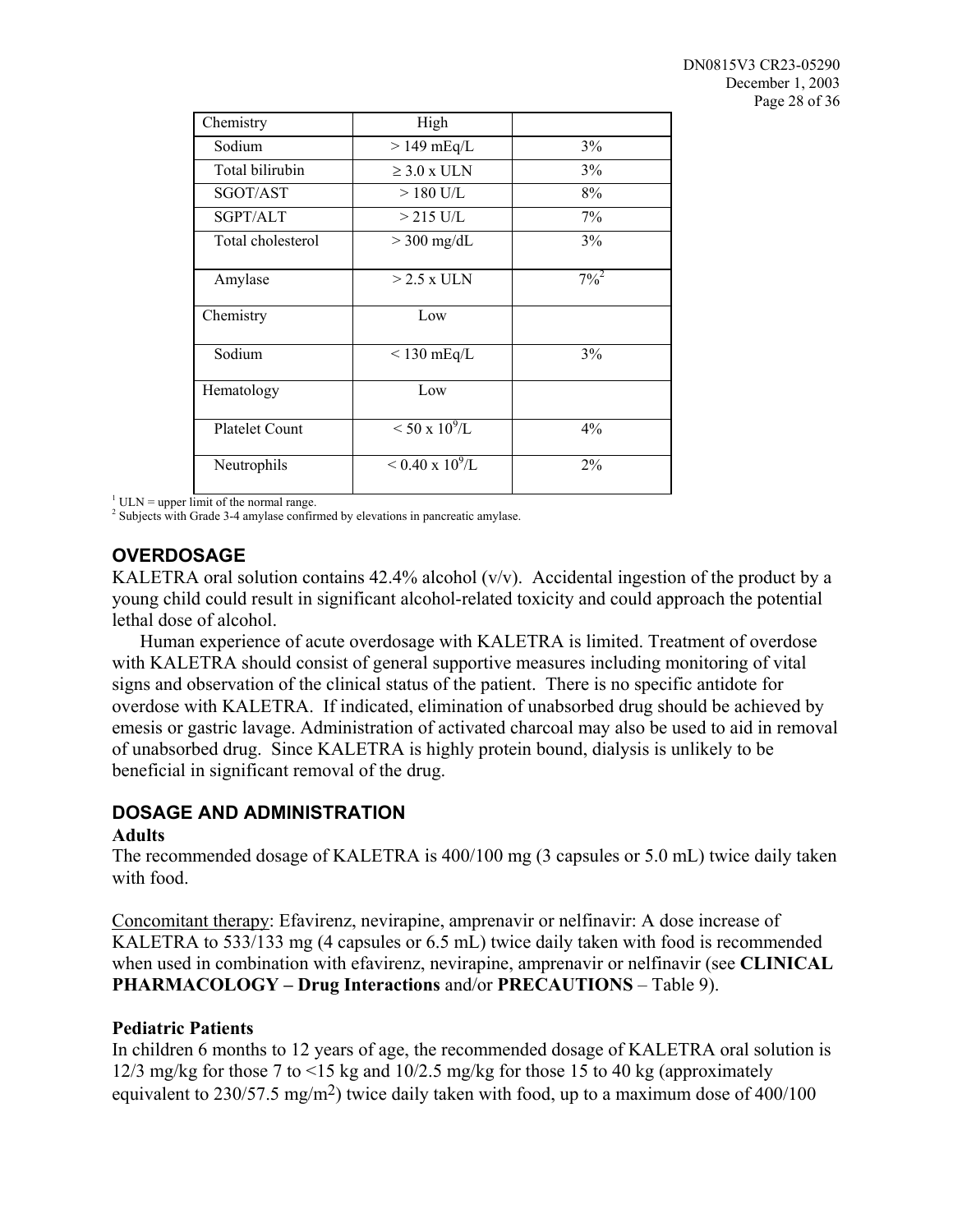| Chemistry | High | |
|---|---|---|
| Sodium | > 149 mEq/L | 3% |
| Total bilirubin | ≥ 3.0 x ULN | 3% |
| SGOT/AST | > 180 U/L | 8% |
| SGPT/ALT | > 215 U/L | 7% |
| Total cholesterol | > 300 mg/dL | 3% |
| Amylase | > 2.5 x ULN | 7%[2] |
| Chemistry | Low | |
| Sodium | < 130 mEq/L | 3% |
| Hematology | Low | |
| Platelet Count | < 50 x $10^9$/L | 4% |
| Neutrophils | < 0.40 x $10^9$/L | 2% |

[1] ULN = upper limit of the normal range.
[2] Subjects with Grade 3-4 amylase confirmed by elevations in pancreatic amylase.

## OVERDOSAGE

KALETRA oral solution contains 42.4% alcohol (v/v). Accidental ingestion of the product by a young child could result in significant alcohol-related toxicity and could approach the potential lethal dose of alcohol.

Human experience of acute overdosage with KALETRA is limited. Treatment of overdose with KALETRA should consist of general supportive measures including monitoring of vital signs and observation of the clinical status of the patient. There is no specific antidote for overdose with KALETRA. If indicated, elimination of unabsorbed drug should be achieved by emesis or gastric lavage. Administration of activated charcoal may also be used to aid in removal of unabsorbed drug. Since KALETRA is highly protein bound, dialysis is unlikely to be beneficial in significant removal of the drug.

## DOSAGE AND ADMINISTRATION

**Adults**

The recommended dosage of KALETRA is 400/100 mg (3 capsules or 5.0 mL) twice daily taken with food.

Concomitant therapy: Efavirenz, nevirapine, amprenavir or nelfinavir: A dose increase of KALETRA to 533/133 mg (4 capsules or 6.5 mL) twice daily taken with food is recommended when used in combination with efavirenz, nevirapine, amprenavir or nelfinavir (see **CLINICAL PHARMACOLOGY – Drug Interactions** and/or **PRECAUTIONS** – Table 9).

**Pediatric Patients**

In children 6 months to 12 years of age, the recommended dosage of KALETRA oral solution is 12/3 mg/kg for those 7 to <15 kg and 10/2.5 mg/kg for those 15 to 40 kg (approximately equivalent to 230/57.5 mg/$m^2$) twice daily taken with food, up to a maximum dose of 400/100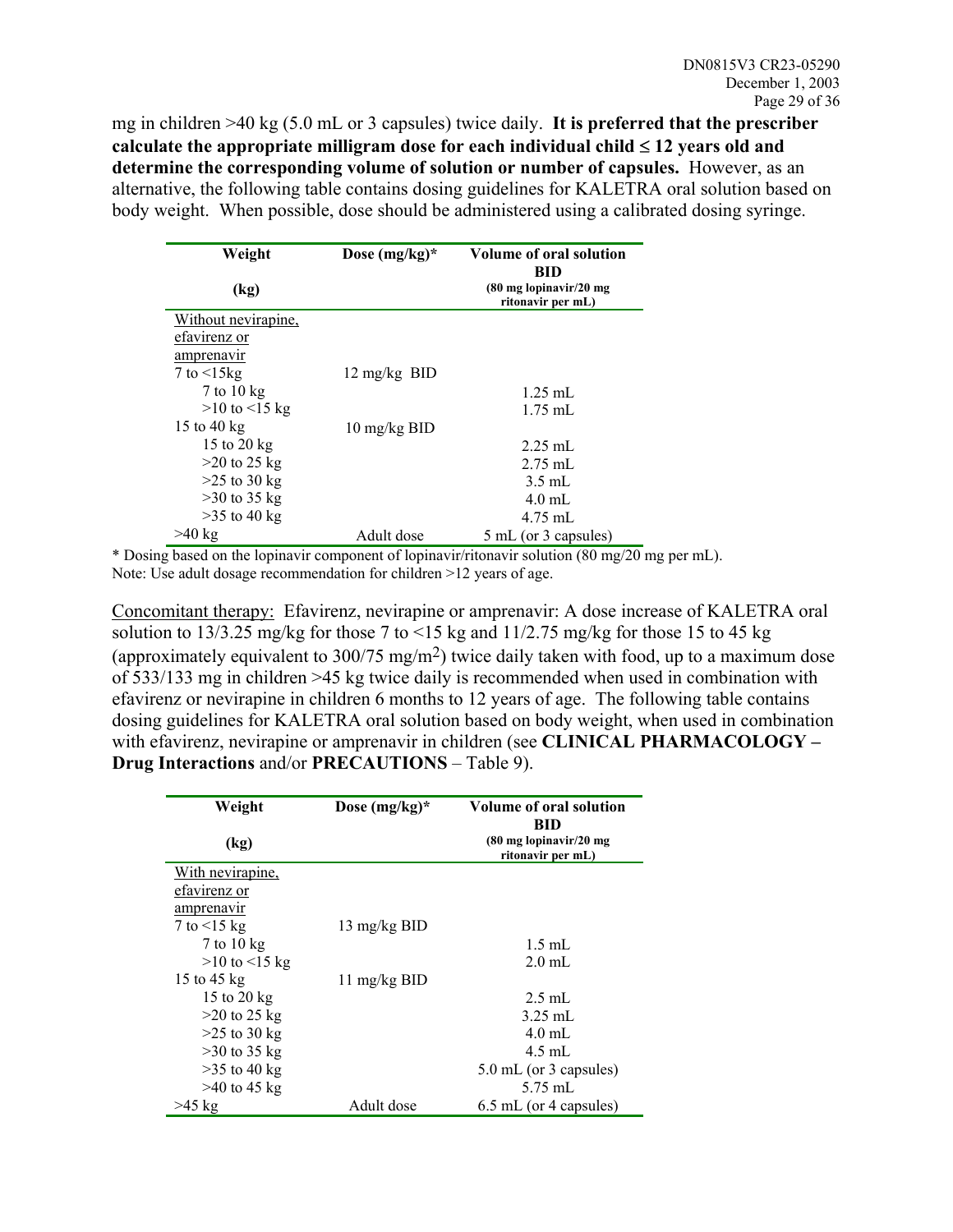mg in children >40 kg (5.0 mL or 3 capsules) twice daily. **It is preferred that the prescriber calculate the appropriate milligram dose for each individual child ≤ 12 years old and determine the corresponding volume of solution or number of capsules.** However, as an alternative, the following table contains dosing guidelines for KALETRA oral solution based on body weight. When possible, dose should be administered using a calibrated dosing syringe.

| Weight (kg) | Dose (mg/kg)* | Volume of oral solution BID (80 mg lopinavir/20 mg ritonavir per mL) |
|---|---|---|
| Without nevirapine, efavirenz or amprenavir | | |
| 7 to <15kg | 12 mg/kg BID | |
| 7 to 10 kg | | 1.25 mL |
| >10 to <15 kg | | 1.75 mL |
| 15 to 40 kg | 10 mg/kg BID | |
| 15 to 20 kg | | 2.25 mL |
| >20 to 25 kg | | 2.75 mL |
| >25 to 30 kg | | 3.5 mL |
| >30 to 35 kg | | 4.0 mL |
| >35 to 40 kg | | 4.75 mL |
| >40 kg | Adult dose | 5 mL (or 3 capsules) |

\* Dosing based on the lopinavir component of lopinavir/ritonavir solution (80 mg/20 mg per mL).
Note: Use adult dosage recommendation for children >12 years of age.

Concomitant therapy: Efavirenz, nevirapine or amprenavir: A dose increase of KALETRA oral solution to 13/3.25 mg/kg for those 7 to <15 kg and 11/2.75 mg/kg for those 15 to 45 kg (approximately equivalent to 300/75 mg/m$^2$) twice daily taken with food, up to a maximum dose of 533/133 mg in children >45 kg twice daily is recommended when used in combination with efavirenz or nevirapine in children 6 months to 12 years of age. The following table contains dosing guidelines for KALETRA oral solution based on body weight, when used in combination with efavirenz, nevirapine or amprenavir in children (see **CLINICAL PHARMACOLOGY – Drug Interactions** and/or **PRECAUTIONS** – Table 9).

| Weight (kg) | Dose (mg/kg)* | Volume of oral solution BID (80 mg lopinavir/20 mg ritonavir per mL) |
|---|---|---|
| With nevirapine, efavirenz or amprenavir | | |
| 7 to <15 kg | 13 mg/kg BID | |
| 7 to 10 kg | | 1.5 mL |
| >10 to <15 kg | | 2.0 mL |
| 15 to 45 kg | 11 mg/kg BID | |
| 15 to 20 kg | | 2.5 mL |
| >20 to 25 kg | | 3.25 mL |
| >25 to 30 kg | | 4.0 mL |
| >30 to 35 kg | | 4.5 mL |
| >35 to 40 kg | | 5.0 mL (or 3 capsules) |
| >40 to 45 kg | | 5.75 mL |
| >45 kg | Adult dose | 6.5 mL (or 4 capsules) |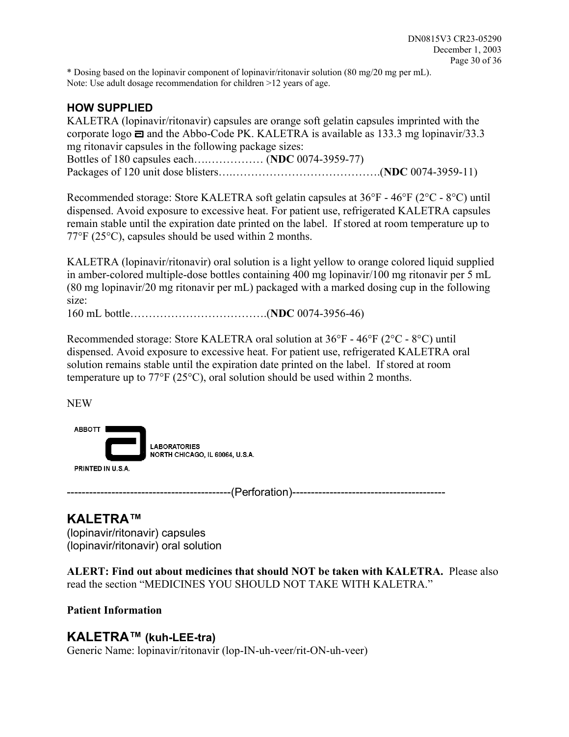* Dosing based on the lopinavir component of lopinavir/ritonavir solution (80 mg/20 mg per mL).
Note: Use adult dosage recommendation for children >12 years of age.

## HOW SUPPLIED

KALETRA (lopinavir/ritonavir) capsules are orange soft gelatin capsules imprinted with the corporate logo and the Abbo-Code PK. KALETRA is available as 133.3 mg lopinavir/33.3 mg ritonavir capsules in the following package sizes:

Bottles of 180 capsules each……………… (**NDC** 0074-3959-77)
Packages of 120 unit dose blisters……………………………………….(**NDC** 0074-3959-11)

Recommended storage: Store KALETRA soft gelatin capsules at 36°F - 46°F (2°C - 8°C) until dispensed. Avoid exposure to excessive heat. For patient use, refrigerated KALETRA capsules remain stable until the expiration date printed on the label. If stored at room temperature up to 77°F (25°C), capsules should be used within 2 months.

KALETRA (lopinavir/ritonavir) oral solution is a light yellow to orange colored liquid supplied in amber-colored multiple-dose bottles containing 400 mg lopinavir/100 mg ritonavir per 5 mL (80 mg lopinavir/20 mg ritonavir per mL) packaged with a marked dosing cup in the following size:

160 mL bottle……………………………….(**NDC** 0074-3956-46)

Recommended storage: Store KALETRA oral solution at 36°F - 46°F (2°C - 8°C) until dispensed. Avoid exposure to excessive heat. For patient use, refrigerated KALETRA oral solution remains stable until the expiration date printed on the label. If stored at room temperature up to 77°F (25°C), oral solution should be used within 2 months.

NEW

ABBOTT LABORATORIES
NORTH CHICAGO, IL 60064, U.S.A.
PRINTED IN U.S.A.

-------------------------------------------(Perforation)----------------------------------------

# KALETRA™

(lopinavir/ritonavir) capsules
(lopinavir/ritonavir) oral solution

**ALERT: Find out about medicines that should NOT be taken with KALETRA.** Please also read the section "MEDICINES YOU SHOULD NOT TAKE WITH KALETRA."

**Patient Information**

# KALETRA™ (kuh-LEE-tra)

Generic Name: lopinavir/ritonavir (lop-IN-uh-veer/rit-ON-uh-veer)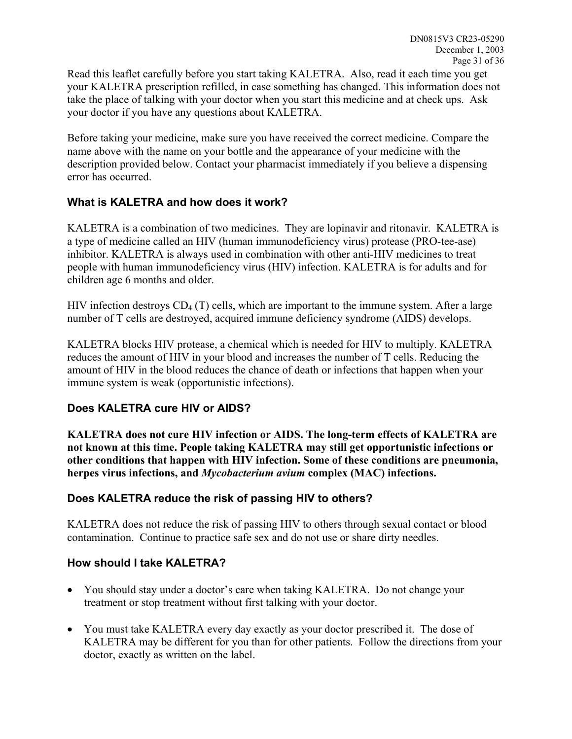Read this leaflet carefully before you start taking KALETRA. Also, read it each time you get your KALETRA prescription refilled, in case something has changed. This information does not take the place of talking with your doctor when you start this medicine and at check ups. Ask your doctor if you have any questions about KALETRA.

Before taking your medicine, make sure you have received the correct medicine. Compare the name above with the name on your bottle and the appearance of your medicine with the description provided below. Contact your pharmacist immediately if you believe a dispensing error has occurred.

### What is KALETRA and how does it work?

KALETRA is a combination of two medicines. They are lopinavir and ritonavir. KALETRA is a type of medicine called an HIV (human immunodeficiency virus) protease (PRO-tee-ase) inhibitor. KALETRA is always used in combination with other anti-HIV medicines to treat people with human immunodeficiency virus (HIV) infection. KALETRA is for adults and for children age 6 months and older.

HIV infection destroys $CD_4$ (T) cells, which are important to the immune system. After a large number of T cells are destroyed, acquired immune deficiency syndrome (AIDS) develops.

KALETRA blocks HIV protease, a chemical which is needed for HIV to multiply. KALETRA reduces the amount of HIV in your blood and increases the number of T cells. Reducing the amount of HIV in the blood reduces the chance of death or infections that happen when your immune system is weak (opportunistic infections).

### Does KALETRA cure HIV or AIDS?

**KALETRA does not cure HIV infection or AIDS. The long-term effects of KALETRA are not known at this time. People taking KALETRA may still get opportunistic infections or other conditions that happen with HIV infection. Some of these conditions are pneumonia, herpes virus infections, and *Mycobacterium avium* complex (MAC) infections.**

### Does KALETRA reduce the risk of passing HIV to others?

KALETRA does not reduce the risk of passing HIV to others through sexual contact or blood contamination. Continue to practice safe sex and do not use or share dirty needles.

### How should I take KALETRA?

- You should stay under a doctor's care when taking KALETRA. Do not change your treatment or stop treatment without first talking with your doctor.

- You must take KALETRA every day exactly as your doctor prescribed it. The dose of KALETRA may be different for you than for other patients. Follow the directions from your doctor, exactly as written on the label.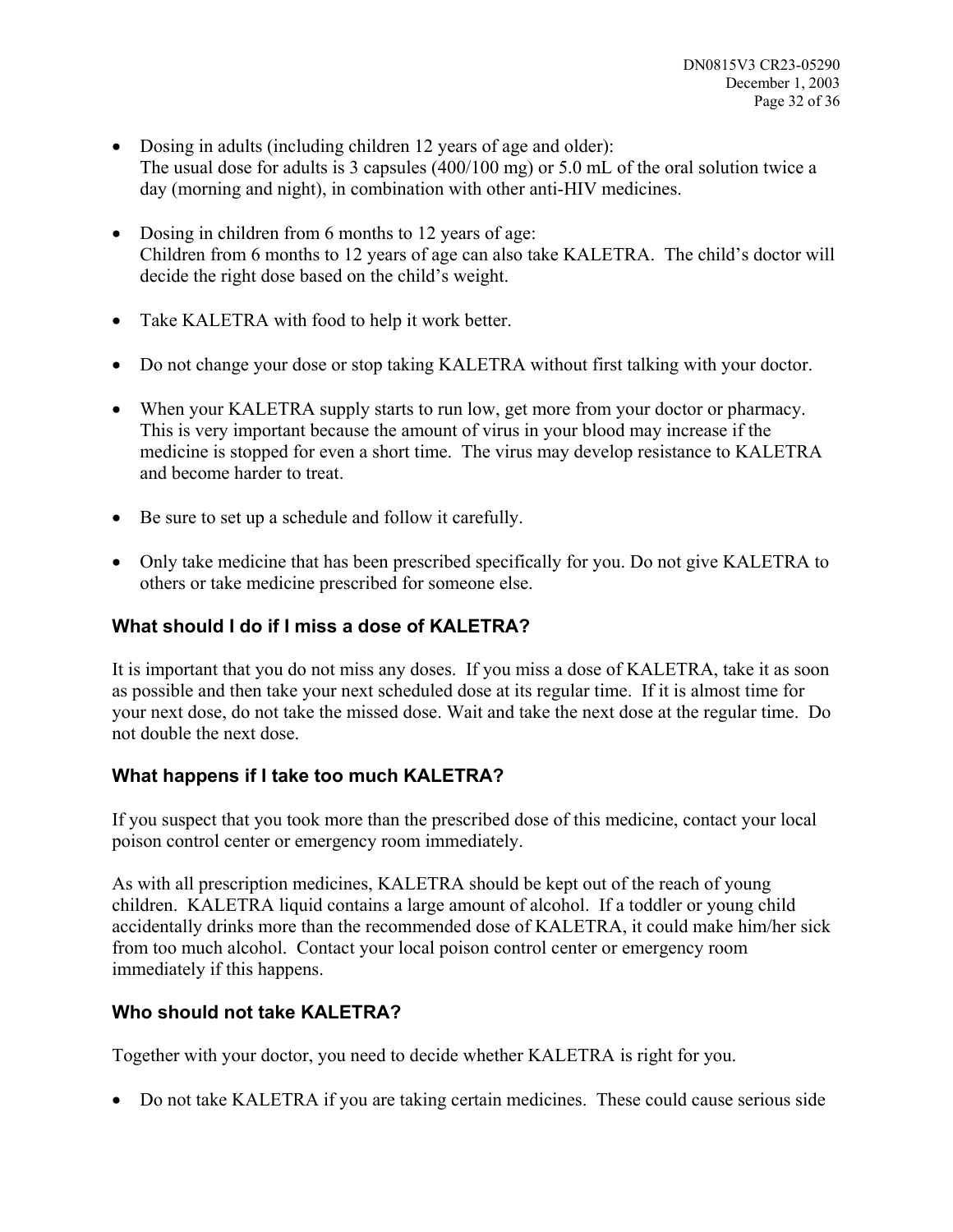- Dosing in adults (including children 12 years of age and older):
  The usual dose for adults is 3 capsules (400/100 mg) or 5.0 mL of the oral solution twice a day (morning and night), in combination with other anti-HIV medicines.

- Dosing in children from 6 months to 12 years of age:
  Children from 6 months to 12 years of age can also take KALETRA. The child's doctor will decide the right dose based on the child's weight.

- Take KALETRA with food to help it work better.

- Do not change your dose or stop taking KALETRA without first talking with your doctor.

- When your KALETRA supply starts to run low, get more from your doctor or pharmacy. This is very important because the amount of virus in your blood may increase if the medicine is stopped for even a short time. The virus may develop resistance to KALETRA and become harder to treat.

- Be sure to set up a schedule and follow it carefully.

- Only take medicine that has been prescribed specifically for you. Do not give KALETRA to others or take medicine prescribed for someone else.

### What should I do if I miss a dose of KALETRA?

It is important that you do not miss any doses. If you miss a dose of KALETRA, take it as soon as possible and then take your next scheduled dose at its regular time. If it is almost time for your next dose, do not take the missed dose. Wait and take the next dose at the regular time. Do not double the next dose.

### What happens if I take too much KALETRA?

If you suspect that you took more than the prescribed dose of this medicine, contact your local poison control center or emergency room immediately.

As with all prescription medicines, KALETRA should be kept out of the reach of young children. KALETRA liquid contains a large amount of alcohol. If a toddler or young child accidentally drinks more than the recommended dose of KALETRA, it could make him/her sick from too much alcohol. Contact your local poison control center or emergency room immediately if this happens.

### Who should not take KALETRA?

Together with your doctor, you need to decide whether KALETRA is right for you.

- Do not take KALETRA if you are taking certain medicines. These could cause serious side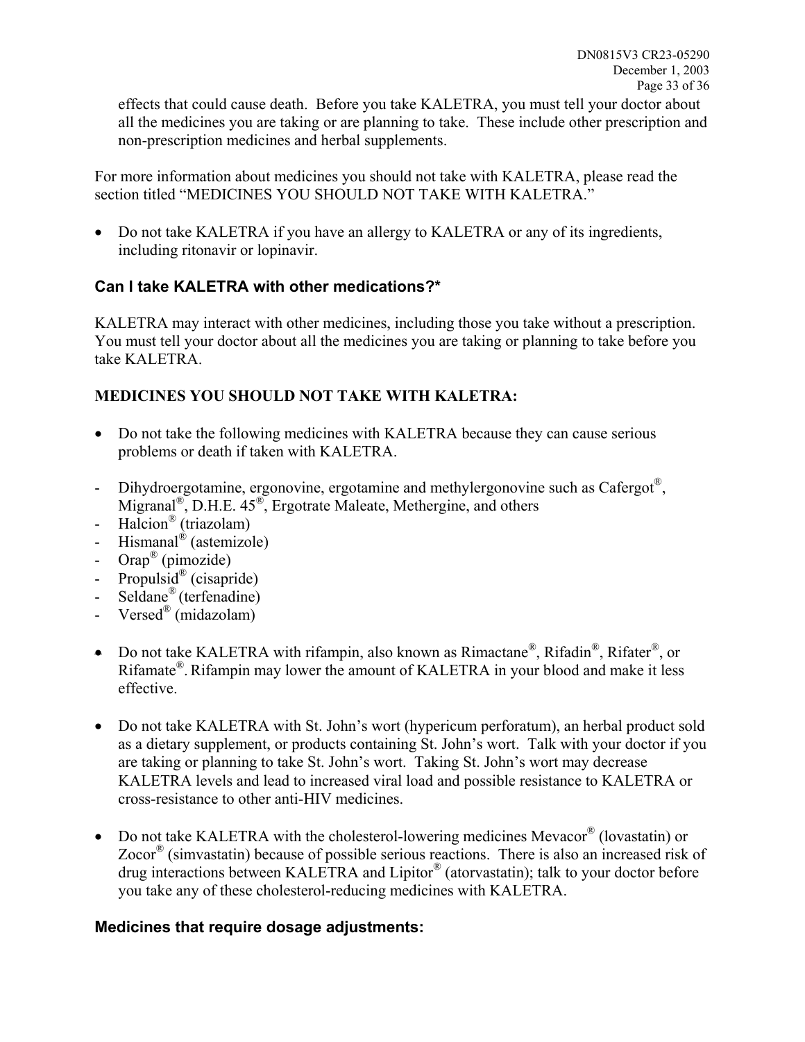effects that could cause death. Before you take KALETRA, you must tell your doctor about all the medicines you are taking or are planning to take. These include other prescription and non-prescription medicines and herbal supplements.

For more information about medicines you should not take with KALETRA, please read the section titled "MEDICINES YOU SHOULD NOT TAKE WITH KALETRA."

- Do not take KALETRA if you have an allergy to KALETRA or any of its ingredients, including ritonavir or lopinavir.

### Can I take KALETRA with other medications?*

KALETRA may interact with other medicines, including those you take without a prescription. You must tell your doctor about all the medicines you are taking or planning to take before you take KALETRA.

**MEDICINES YOU SHOULD NOT TAKE WITH KALETRA:**

- Do not take the following medicines with KALETRA because they can cause serious problems or death if taken with KALETRA.

- Dihydroergotamine, ergonovine, ergotamine and methylergonovine such as Cafergot®, Migranal®, D.H.E. 45®, Ergotrate Maleate, Methergine, and others
- Halcion® (triazolam)
- Hismanal® (astemizole)
- Orap® (pimozide)
- Propulsid® (cisapride)
- Seldane® (terfenadine)
- Versed® (midazolam)

- Do not take KALETRA with rifampin, also known as Rimactane®, Rifadin®, Rifater®, or Rifamate®. Rifampin may lower the amount of KALETRA in your blood and make it less effective.

- Do not take KALETRA with St. John's wort (hypericum perforatum), an herbal product sold as a dietary supplement, or products containing St. John's wort. Talk with your doctor if you are taking or planning to take St. John's wort. Taking St. John's wort may decrease KALETRA levels and lead to increased viral load and possible resistance to KALETRA or cross-resistance to other anti-HIV medicines.

- Do not take KALETRA with the cholesterol-lowering medicines Mevacor® (lovastatin) or Zocor® (simvastatin) because of possible serious reactions. There is also an increased risk of drug interactions between KALETRA and Lipitor® (atorvastatin); talk to your doctor before you take any of these cholesterol-reducing medicines with KALETRA.

### Medicines that require dosage adjustments: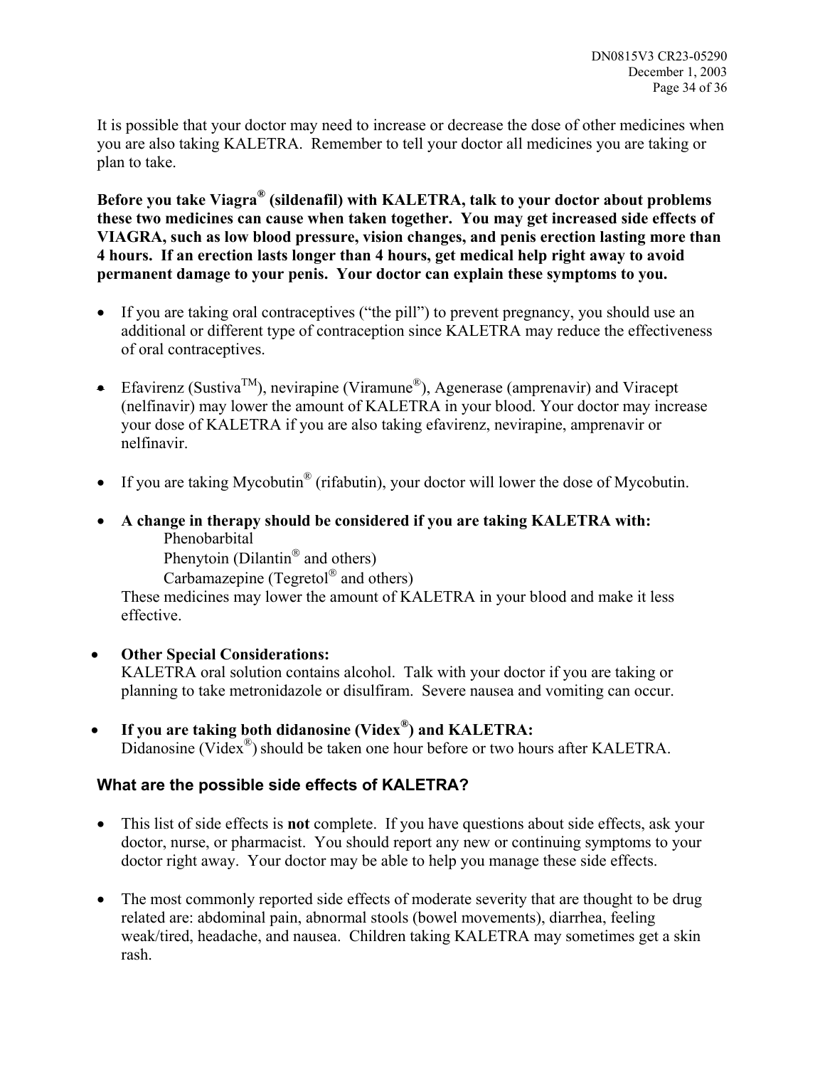It is possible that your doctor may need to increase or decrease the dose of other medicines when you are also taking KALETRA. Remember to tell your doctor all medicines you are taking or plan to take.

**Before you take Viagra® (sildenafil) with KALETRA, talk to your doctor about problems these two medicines can cause when taken together. You may get increased side effects of VIAGRA, such as low blood pressure, vision changes, and penis erection lasting more than 4 hours. If an erection lasts longer than 4 hours, get medical help right away to avoid permanent damage to your penis. Your doctor can explain these symptoms to you.**

- If you are taking oral contraceptives ("the pill") to prevent pregnancy, you should use an additional or different type of contraception since KALETRA may reduce the effectiveness of oral contraceptives.

- Efavirenz (Sustiva™), nevirapine (Viramune®), Agenerase (amprenavir) and Viracept (nelfinavir) may lower the amount of KALETRA in your blood. Your doctor may increase your dose of KALETRA if you are also taking efavirenz, nevirapine, amprenavir or nelfinavir.

- If you are taking Mycobutin® (rifabutin), your doctor will lower the dose of Mycobutin.

- **A change in therapy should be considered if you are taking KALETRA with:**
  Phenobarbital
  Phenytoin (Dilantin® and others)
  Carbamazepine (Tegretol® and others)
  These medicines may lower the amount of KALETRA in your blood and make it less effective.

- **Other Special Considerations:**
  KALETRA oral solution contains alcohol. Talk with your doctor if you are taking or planning to take metronidazole or disulfiram. Severe nausea and vomiting can occur.

- **If you are taking both didanosine (Videx®) and KALETRA:**
  Didanosine (Videx®) should be taken one hour before or two hours after KALETRA.

### What are the possible side effects of KALETRA?

- This list of side effects is **not** complete. If you have questions about side effects, ask your doctor, nurse, or pharmacist. You should report any new or continuing symptoms to your doctor right away. Your doctor may be able to help you manage these side effects.

- The most commonly reported side effects of moderate severity that are thought to be drug related are: abdominal pain, abnormal stools (bowel movements), diarrhea, feeling weak/tired, headache, and nausea. Children taking KALETRA may sometimes get a skin rash.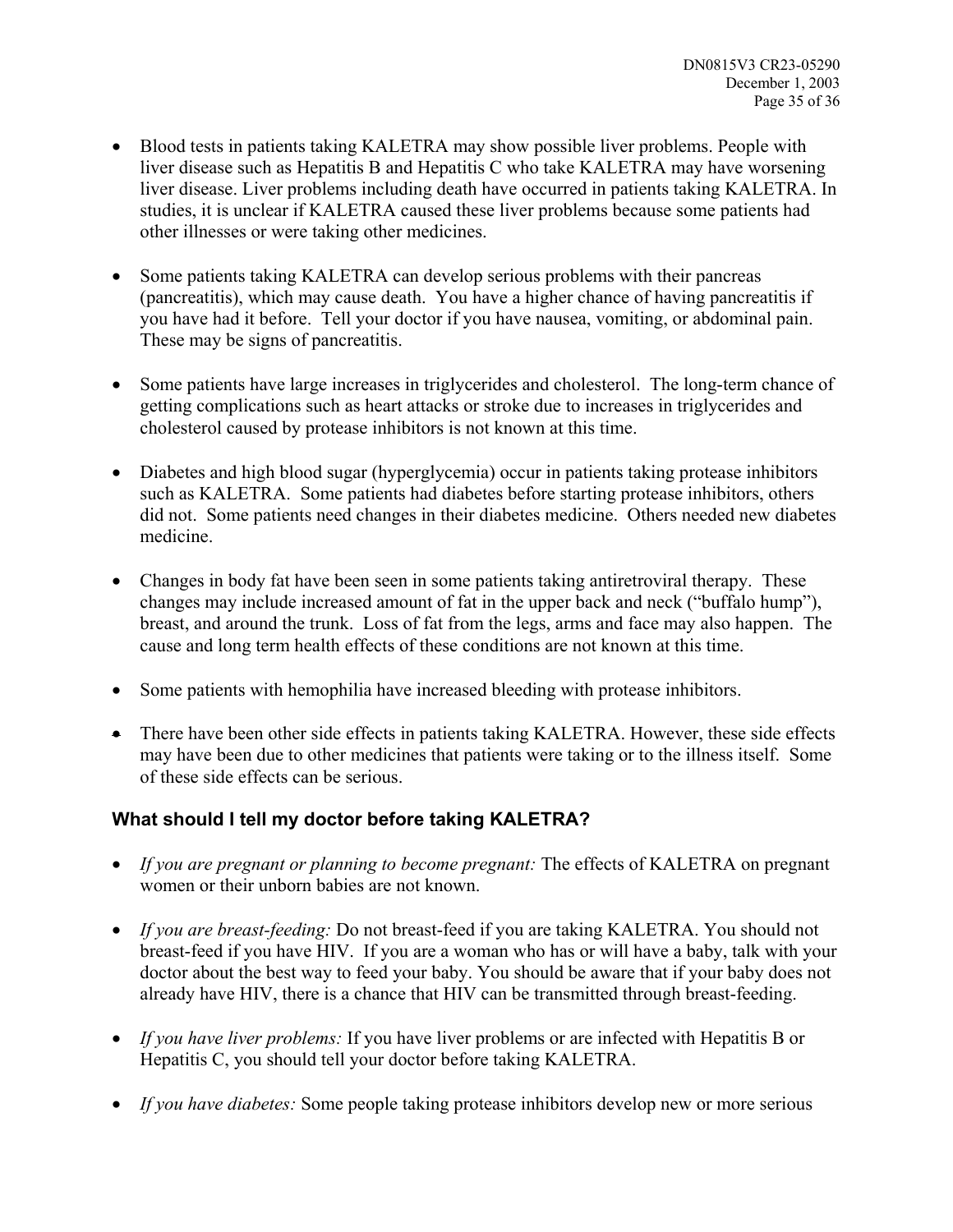- Blood tests in patients taking KALETRA may show possible liver problems. People with liver disease such as Hepatitis B and Hepatitis C who take KALETRA may have worsening liver disease. Liver problems including death have occurred in patients taking KALETRA. In studies, it is unclear if KALETRA caused these liver problems because some patients had other illnesses or were taking other medicines.

- Some patients taking KALETRA can develop serious problems with their pancreas (pancreatitis), which may cause death. You have a higher chance of having pancreatitis if you have had it before. Tell your doctor if you have nausea, vomiting, or abdominal pain. These may be signs of pancreatitis.

- Some patients have large increases in triglycerides and cholesterol. The long-term chance of getting complications such as heart attacks or stroke due to increases in triglycerides and cholesterol caused by protease inhibitors is not known at this time.

- Diabetes and high blood sugar (hyperglycemia) occur in patients taking protease inhibitors such as KALETRA. Some patients had diabetes before starting protease inhibitors, others did not. Some patients need changes in their diabetes medicine. Others needed new diabetes medicine.

- Changes in body fat have been seen in some patients taking antiretroviral therapy. These changes may include increased amount of fat in the upper back and neck ("buffalo hump"), breast, and around the trunk. Loss of fat from the legs, arms and face may also happen. The cause and long term health effects of these conditions are not known at this time.

- Some patients with hemophilia have increased bleeding with protease inhibitors.

- There have been other side effects in patients taking KALETRA. However, these side effects may have been due to other medicines that patients were taking or to the illness itself. Some of these side effects can be serious.

## What should I tell my doctor before taking KALETRA?

- *If you are pregnant or planning to become pregnant:* The effects of KALETRA on pregnant women or their unborn babies are not known.

- *If you are breast-feeding:* Do not breast-feed if you are taking KALETRA. You should not breast-feed if you have HIV. If you are a woman who has or will have a baby, talk with your doctor about the best way to feed your baby. You should be aware that if your baby does not already have HIV, there is a chance that HIV can be transmitted through breast-feeding.

- *If you have liver problems:* If you have liver problems or are infected with Hepatitis B or Hepatitis C, you should tell your doctor before taking KALETRA.

- *If you have diabetes:* Some people taking protease inhibitors develop new or more serious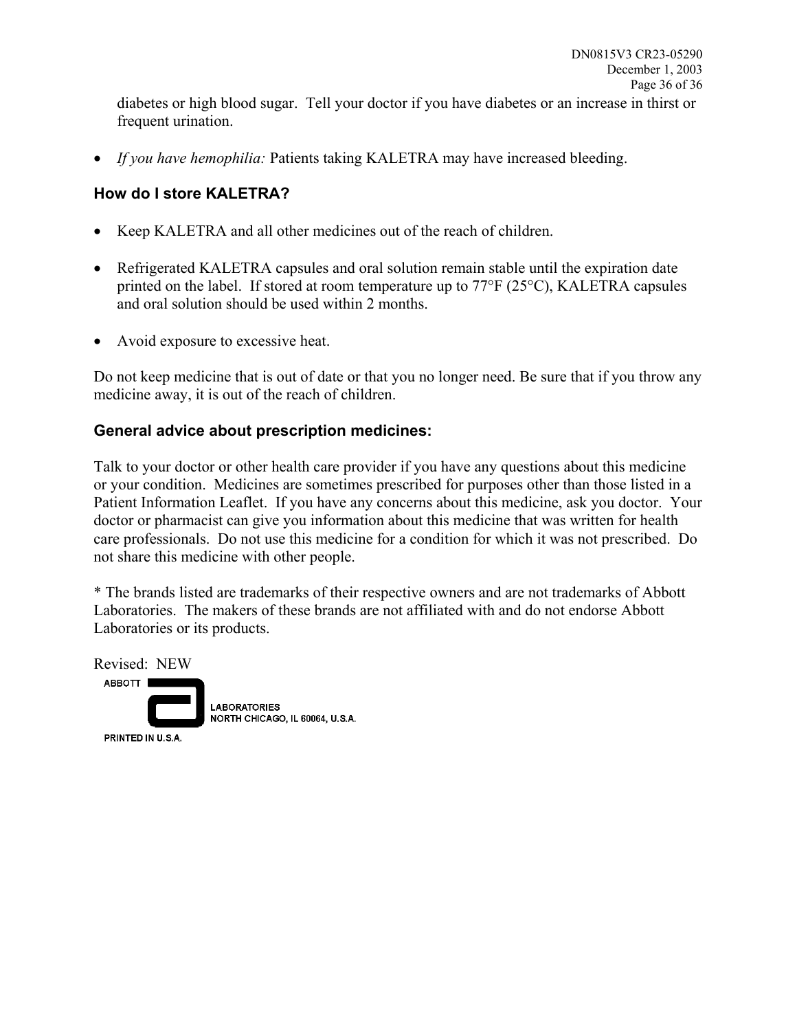diabetes or high blood sugar. Tell your doctor if you have diabetes or an increase in thirst or frequent urination.

- *If you have hemophilia:* Patients taking KALETRA may have increased bleeding.

### How do I store KALETRA?

- Keep KALETRA and all other medicines out of the reach of children.
- Refrigerated KALETRA capsules and oral solution remain stable until the expiration date printed on the label. If stored at room temperature up to 77°F (25°C), KALETRA capsules and oral solution should be used within 2 months.
- Avoid exposure to excessive heat.

Do not keep medicine that is out of date or that you no longer need. Be sure that if you throw any medicine away, it is out of the reach of children.

### General advice about prescription medicines:

Talk to your doctor or other health care provider if you have any questions about this medicine or your condition. Medicines are sometimes prescribed for purposes other than those listed in a Patient Information Leaflet. If you have any concerns about this medicine, ask you doctor. Your doctor or pharmacist can give you information about this medicine that was written for health care professionals. Do not use this medicine for a condition for which it was not prescribed. Do not share this medicine with other people.

* The brands listed are trademarks of their respective owners and are not trademarks of Abbott Laboratories. The makers of these brands are not affiliated with and do not endorse Abbott Laboratories or its products.

Revised: NEW

ABBOTT LABORATORIES
NORTH CHICAGO, IL 60064, U.S.A.

PRINTED IN U.S.A.